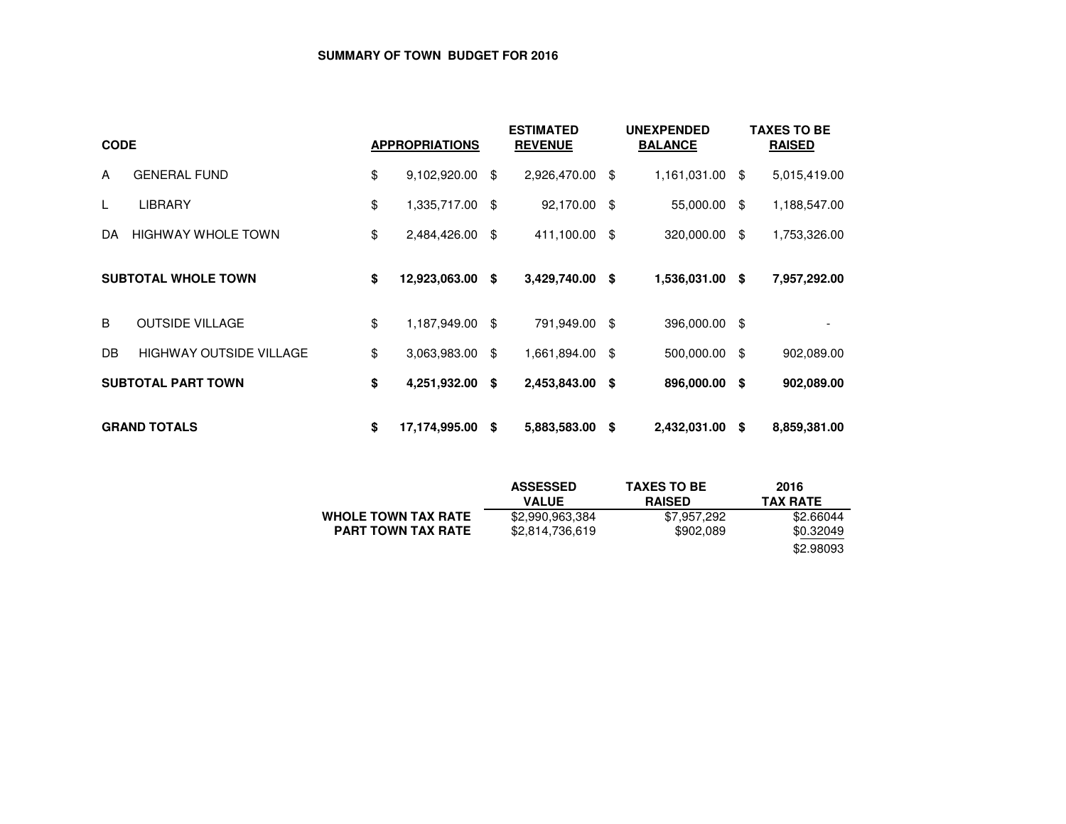# SUMMARY OF TOWN BUDGET FOR 2016

| CODE | | APPROPRIATIONS | ESTIMATED REVENUE | UNEXPENDED BALANCE | TAXES TO BE RAISED |
|---|---|---|---|---|---|
| A | GENERAL FUND | $ 9,102,920.00 | $ 2,926,470.00 | $ 1,161,031.00 | $ 5,015,419.00 |
| L | LIBRARY | $ 1,335,717.00 | $ 92,170.00 | $ 55,000.00 | $ 1,188,547.00 |
| DA | HIGHWAY WHOLE TOWN | $ 2,484,426.00 | $ 411,100.00 | $ 320,000.00 | $ 1,753,326.00 |
| **SUBTOTAL WHOLE TOWN** | | **$ 12,923,063.00** | **$ 3,429,740.00** | **$ 1,536,031.00** | **$ 7,957,292.00** |
| B | OUTSIDE VILLAGE | $ 1,187,949.00 | $ 791,949.00 | $ 396,000.00 | $ - |
| DB | HIGHWAY OUTSIDE VILLAGE | $ 3,063,983.00 | $ 1,661,894.00 | $ 500,000.00 | $ 902,089.00 |
| **SUBTOTAL PART TOWN** | | **$ 4,251,932.00** | **$ 2,453,843.00** | **$ 896,000.00** | **$ 902,089.00** |
| **GRAND TOTALS** | | **$ 17,174,995.00** | **$ 5,883,583.00** | **$ 2,432,031.00** | **$ 8,859,381.00** |

| | ASSESSED VALUE | TAXES TO BE RAISED | 2016 TAX RATE |
|---|---|---|---|
| **WHOLE TOWN TAX RATE** | $2,990,963,384 | $7,957,292 | $2.66044 |
| **PART TOWN TAX RATE** | $2,814,736,619 | $902,089 | $0.32049 |
| | | | $2.98093 |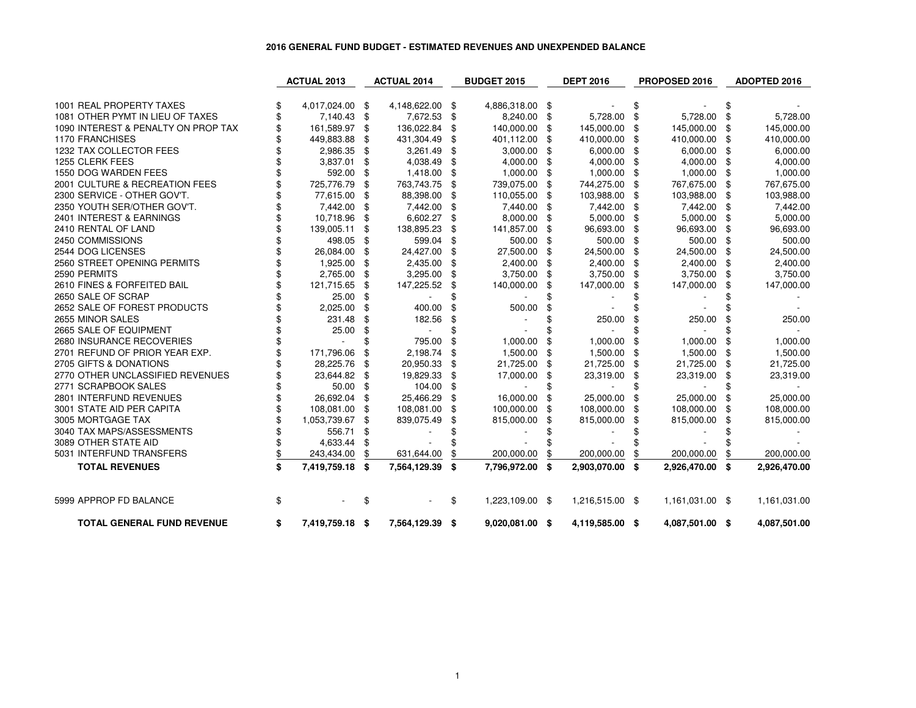# 2016 GENERAL FUND BUDGET - ESTIMATED REVENUES AND UNEXPENDED BALANCE

| | ACTUAL 2013 | ACTUAL 2014 | BUDGET 2015 | DEPT 2016 | PROPOSED 2016 | ADOPTED 2016 |
|---|---|---|---|---|---|---|
| 1001 REAL PROPERTY TAXES | $ 4,017,024.00 | $ 4,148,622.00 | $ 4,886,318.00 | $ - | $ - | $ - |
| 1081 OTHER PYMT IN LIEU OF TAXES | $ 7,140.43 | $ 7,672.53 | $ 8,240.00 | $ 5,728.00 | $ 5,728.00 | $ 5,728.00 |
| 1090 INTEREST & PENALTY ON PROP TAX | $ 161,589.97 | $ 136,022.84 | $ 140,000.00 | $ 145,000.00 | $ 145,000.00 | $ 145,000.00 |
| 1170 FRANCHISES | $ 449,883.88 | $ 431,304.49 | $ 401,112.00 | $ 410,000.00 | $ 410,000.00 | $ 410,000.00 |
| 1232 TAX COLLECTOR FEES | $ 2,986.35 | $ 3,261.49 | $ 3,000.00 | $ 6,000.00 | $ 6,000.00 | $ 6,000.00 |
| 1255 CLERK FEES | $ 3,837.01 | $ 4,038.49 | $ 4,000.00 | $ 4,000.00 | $ 4,000.00 | $ 4,000.00 |
| 1550 DOG WARDEN FEES | $ 592.00 | $ 1,418.00 | $ 1,000.00 | $ 1,000.00 | $ 1,000.00 | $ 1,000.00 |
| 2001 CULTURE & RECREATION FEES | $ 725,776.79 | $ 763,743.75 | $ 739,075.00 | $ 744,275.00 | $ 767,675.00 | $ 767,675.00 |
| 2300 SERVICE - OTHER GOV'T. | $ 77,615.00 | $ 88,398.00 | $ 110,055.00 | $ 103,988.00 | $ 103,988.00 | $ 103,988.00 |
| 2350 YOUTH SER/OTHER GOV'T. | $ 7,442.00 | $ 7,442.00 | $ 7,440.00 | $ 7,442.00 | $ 7,442.00 | $ 7,442.00 |
| 2401 INTEREST & EARNINGS | $ 10,718.96 | $ 6,602.27 | $ 8,000.00 | $ 5,000.00 | $ 5,000.00 | $ 5,000.00 |
| 2410 RENTAL OF LAND | $ 139,005.11 | $ 138,895.23 | $ 141,857.00 | $ 96,693.00 | $ 96,693.00 | $ 96,693.00 |
| 2450 COMMISSIONS | $ 498.05 | $ 599.04 | $ 500.00 | $ 500.00 | $ 500.00 | $ 500.00 |
| 2544 DOG LICENSES | $ 26,084.00 | $ 24,427.00 | $ 27,500.00 | $ 24,500.00 | $ 24,500.00 | $ 24,500.00 |
| 2560 STREET OPENING PERMITS | $ 1,925.00 | $ 2,435.00 | $ 2,400.00 | $ 2,400.00 | $ 2,400.00 | $ 2,400.00 |
| 2590 PERMITS | $ 2,765.00 | $ 3,295.00 | $ 3,750.00 | $ 3,750.00 | $ 3,750.00 | $ 3,750.00 |
| 2610 FINES & FORFEITED BAIL | $ 121,715.65 | $ 147,225.52 | $ 140,000.00 | $ 147,000.00 | $ 147,000.00 | $ 147,000.00 |
| 2650 SALE OF SCRAP | $ 25.00 | $ - | $ - | $ - | $ - | $ - |
| 2652 SALE OF FOREST PRODUCTS | $ 2,025.00 | $ 400.00 | $ 500.00 | $ - | $ - | $ - |
| 2655 MINOR SALES | $ 231.48 | $ 182.56 | $ - | $ 250.00 | $ 250.00 | $ 250.00 |
| 2665 SALE OF EQUIPMENT | $ 25.00 | $ - | $ - | $ - | $ - | $ - |
| 2680 INSURANCE RECOVERIES | $ - | $ 795.00 | $ 1,000.00 | $ 1,000.00 | $ 1,000.00 | $ 1,000.00 |
| 2701 REFUND OF PRIOR YEAR EXP. | $ 171,796.06 | $ 2,198.74 | $ 1,500.00 | $ 1,500.00 | $ 1,500.00 | $ 1,500.00 |
| 2705 GIFTS & DONATIONS | $ 28,225.76 | $ 20,950.33 | $ 21,725.00 | $ 21,725.00 | $ 21,725.00 | $ 21,725.00 |
| 2770 OTHER UNCLASSIFIED REVENUES | $ 23,644.82 | $ 19,829.33 | $ 17,000.00 | $ 23,319.00 | $ 23,319.00 | $ 23,319.00 |
| 2771 SCRAPBOOK SALES | $ 50.00 | $ 104.00 | $ - | $ - | $ - | $ - |
| 2801 INTERFUND REVENUES | $ 26,692.04 | $ 25,466.29 | $ 16,000.00 | $ 25,000.00 | $ 25,000.00 | $ 25,000.00 |
| 3001 STATE AID PER CAPITA | $ 108,081.00 | $ 108,081.00 | $ 100,000.00 | $ 108,000.00 | $ 108,000.00 | $ 108,000.00 |
| 3005 MORTGAGE TAX | $ 1,053,739.67 | $ 839,075.49 | $ 815,000.00 | $ 815,000.00 | $ 815,000.00 | $ 815,000.00 |
| 3040 TAX MAPS/ASSESSMENTS | $ 556.71 | $ - | $ - | $ - | $ - | $ - |
| 3089 OTHER STATE AID | $ 4,633.44 | $ - | $ - | $ - | $ - | $ - |
| 5031 INTERFUND TRANSFERS | $ 243,434.00 | $ 631,644.00 | $ 200,000.00 | $ 200,000.00 | $ 200,000.00 | $ 200,000.00 |
| **TOTAL REVENUES** | **$ 7,419,759.18** | **$ 7,564,129.39** | **$ 7,796,972.00** | **$ 2,903,070.00** | **$ 2,926,470.00** | **$ 2,926,470.00** |
| 5999 APPROP FD BALANCE | $ - | $ - | $ 1,223,109.00 | $ 1,216,515.00 | $ 1,161,031.00 | $ 1,161,031.00 |
| **TOTAL GENERAL FUND REVENUE** | **$ 7,419,759.18** | **$ 7,564,129.39** | **$ 9,020,081.00** | **$ 4,119,585.00** | **$ 4,087,501.00** | **$ 4,087,501.00** |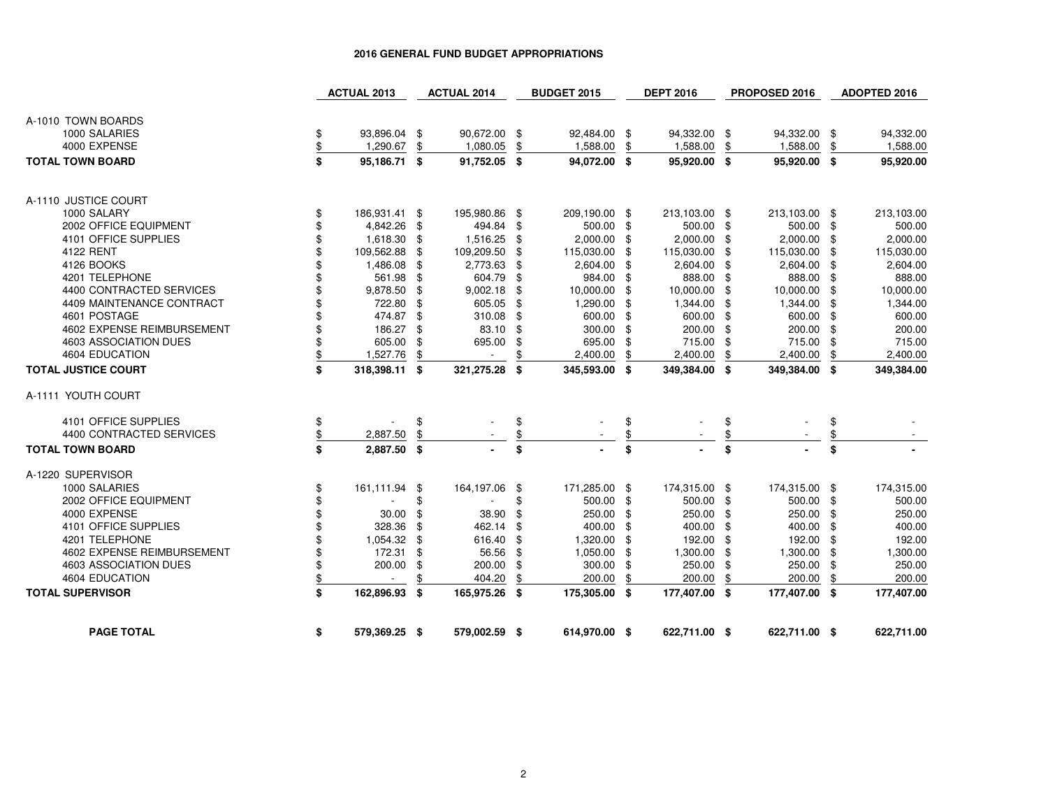# 2016 GENERAL FUND BUDGET APPROPRIATIONS

| | ACTUAL 2013 | ACTUAL 2014 | BUDGET 2015 | DEPT 2016 | PROPOSED 2016 | ADOPTED 2016 |
|---|---|---|---|---|---|---|
| A-1010 TOWN BOARDS | | | | | | |
| 1000 SALARIES | $ 93,896.04 | $ 90,672.00 | $ 92,484.00 | $ 94,332.00 | $ 94,332.00 | $ 94,332.00 |
| 4000 EXPENSE | $ 1,290.67 | $ 1,080.05 | $ 1,588.00 | $ 1,588.00 | $ 1,588.00 | $ 1,588.00 |
| **TOTAL TOWN BOARD** | **$ 95,186.71** | **$ 91,752.05** | **$ 94,072.00** | **$ 95,920.00** | **$ 95,920.00** | **$ 95,920.00** |
| A-1110 JUSTICE COURT | | | | | | |
| 1000 SALARY | $ 186,931.41 | $ 195,980.86 | $ 209,190.00 | $ 213,103.00 | $ 213,103.00 | $ 213,103.00 |
| 2002 OFFICE EQUIPMENT | $ 4,842.26 | $ 494.84 | $ 500.00 | $ 500.00 | $ 500.00 | $ 500.00 |
| 4101 OFFICE SUPPLIES | $ 1,618.30 | $ 1,516.25 | $ 2,000.00 | $ 2,000.00 | $ 2,000.00 | $ 2,000.00 |
| 4122 RENT | $ 109,562.88 | $ 109,209.50 | $ 115,030.00 | $ 115,030.00 | $ 115,030.00 | $ 115,030.00 |
| 4126 BOOKS | $ 1,486.08 | $ 2,773.63 | $ 2,604.00 | $ 2,604.00 | $ 2,604.00 | $ 2,604.00 |
| 4201 TELEPHONE | $ 561.98 | $ 604.79 | $ 984.00 | $ 888.00 | $ 888.00 | $ 888.00 |
| 4400 CONTRACTED SERVICES | $ 9,878.50 | $ 9,002.18 | $ 10,000.00 | $ 10,000.00 | $ 10,000.00 | $ 10,000.00 |
| 4409 MAINTENANCE CONTRACT | $ 722.80 | $ 605.05 | $ 1,290.00 | $ 1,344.00 | $ 1,344.00 | $ 1,344.00 |
| 4601 POSTAGE | $ 474.87 | $ 310.08 | $ 600.00 | $ 600.00 | $ 600.00 | $ 600.00 |
| 4602 EXPENSE REIMBURSEMENT | $ 186.27 | $ 83.10 | $ 300.00 | $ 200.00 | $ 200.00 | $ 200.00 |
| 4603 ASSOCIATION DUES | $ 605.00 | $ 695.00 | $ 695.00 | $ 715.00 | $ 715.00 | $ 715.00 |
| 4604 EDUCATION | $ 1,527.76 | $ - | $ 2,400.00 | $ 2,400.00 | $ 2,400.00 | $ 2,400.00 |
| **TOTAL JUSTICE COURT** | **$ 318,398.11** | **$ 321,275.28** | **$ 345,593.00** | **$ 349,384.00** | **$ 349,384.00** | **$ 349,384.00** |
| A-1111 YOUTH COURT | | | | | | |
| 4101 OFFICE SUPPLIES | $ - | $ - | $ - | $ - | $ - | $ - |
| 4400 CONTRACTED SERVICES | $ 2,887.50 | $ - | $ - | $ - | $ - | $ - |
| **TOTAL TOWN BOARD** | **$ 2,887.50** | **$ -** | **$ -** | **$ -** | **$ -** | **$ -** |
| A-1220 SUPERVISOR | | | | | | |
| 1000 SALARIES | $ 161,111.94 | $ 164,197.06 | $ 171,285.00 | $ 174,315.00 | $ 174,315.00 | $ 174,315.00 |
| 2002 OFFICE EQUIPMENT | $ - | $ - | $ 500.00 | $ 500.00 | $ 500.00 | $ 500.00 |
| 4000 EXPENSE | $ 30.00 | $ 38.90 | $ 250.00 | $ 250.00 | $ 250.00 | $ 250.00 |
| 4101 OFFICE SUPPLIES | $ 328.36 | $ 462.14 | $ 400.00 | $ 400.00 | $ 400.00 | $ 400.00 |
| 4201 TELEPHONE | $ 1,054.32 | $ 616.40 | $ 1,320.00 | $ 192.00 | $ 192.00 | $ 192.00 |
| 4602 EXPENSE REIMBURSEMENT | $ 172.31 | $ 56.56 | $ 1,050.00 | $ 1,300.00 | $ 1,300.00 | $ 1,300.00 |
| 4603 ASSOCIATION DUES | $ 200.00 | $ 200.00 | $ 300.00 | $ 250.00 | $ 250.00 | $ 250.00 |
| 4604 EDUCATION | $ - | $ 404.20 | $ 200.00 | $ 200.00 | $ 200.00 | $ 200.00 |
| **TOTAL SUPERVISOR** | **$ 162,896.93** | **$ 165,975.26** | **$ 175,305.00** | **$ 177,407.00** | **$ 177,407.00** | **$ 177,407.00** |
| **PAGE TOTAL** | **$ 579,369.25** | **$ 579,002.59** | **$ 614,970.00** | **$ 622,711.00** | **$ 622,711.00** | **$ 622,711.00** |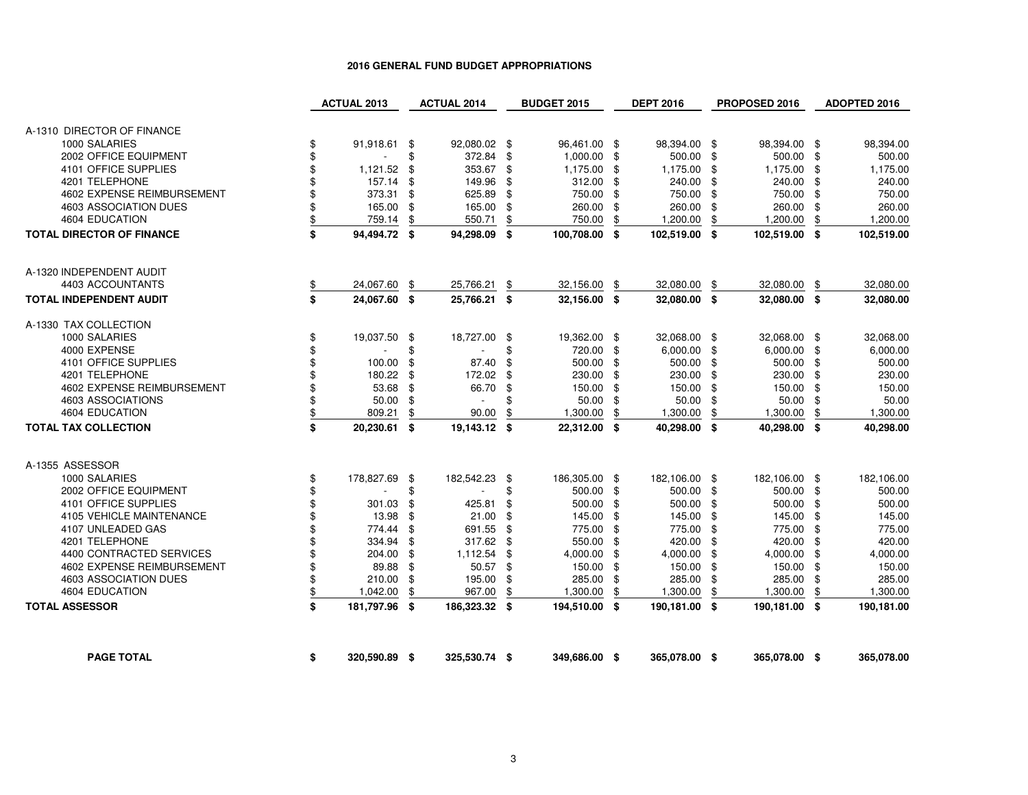# 2016 GENERAL FUND BUDGET APPROPRIATIONS

| | ACTUAL 2013 | ACTUAL 2014 | BUDGET 2015 | DEPT 2016 | PROPOSED 2016 | ADOPTED 2016 |
|---|---|---|---|---|---|---|
| A-1310 DIRECTOR OF FINANCE | | | | | | |
| 1000 SALARIES | $ 91,918.61 | $ 92,080.02 | $ 96,461.00 | $ 98,394.00 | $ 98,394.00 | $ 98,394.00 |
| 2002 OFFICE EQUIPMENT | $ - | $ 372.84 | $ 1,000.00 | $ 500.00 | $ 500.00 | $ 500.00 |
| 4101 OFFICE SUPPLIES | $ 1,121.52 | $ 353.67 | $ 1,175.00 | $ 1,175.00 | $ 1,175.00 | $ 1,175.00 |
| 4201 TELEPHONE | $ 157.14 | $ 149.96 | $ 312.00 | $ 240.00 | $ 240.00 | $ 240.00 |
| 4602 EXPENSE REIMBURSEMENT | $ 373.31 | $ 625.89 | $ 750.00 | $ 750.00 | $ 750.00 | $ 750.00 |
| 4603 ASSOCIATION DUES | $ 165.00 | $ 165.00 | $ 260.00 | $ 260.00 | $ 260.00 | $ 260.00 |
| 4604 EDUCATION | $ 759.14 | $ 550.71 | $ 750.00 | $ 1,200.00 | $ 1,200.00 | $ 1,200.00 |
| **TOTAL DIRECTOR OF FINANCE** | **$ 94,494.72** | **$ 94,298.09** | **$ 100,708.00** | **$ 102,519.00** | **$ 102,519.00** | **$ 102,519.00** |
| A-1320 INDEPENDENT AUDIT | | | | | | |
| 4403 ACCOUNTANTS | $ 24,067.60 | $ 25,766.21 | $ 32,156.00 | $ 32,080.00 | $ 32,080.00 | $ 32,080.00 |
| **TOTAL INDEPENDENT AUDIT** | **$ 24,067.60** | **$ 25,766.21** | **$ 32,156.00** | **$ 32,080.00** | **$ 32,080.00** | **$ 32,080.00** |
| A-1330 TAX COLLECTION | | | | | | |
| 1000 SALARIES | $ 19,037.50 | $ 18,727.00 | $ 19,362.00 | $ 32,068.00 | $ 32,068.00 | $ 32,068.00 |
| 4000 EXPENSE | $ - | $ - | $ 720.00 | $ 6,000.00 | $ 6,000.00 | $ 6,000.00 |
| 4101 OFFICE SUPPLIES | $ 100.00 | $ 87.40 | $ 500.00 | $ 500.00 | $ 500.00 | $ 500.00 |
| 4201 TELEPHONE | $ 180.22 | $ 172.02 | $ 230.00 | $ 230.00 | $ 230.00 | $ 230.00 |
| 4602 EXPENSE REIMBURSEMENT | $ 53.68 | $ 66.70 | $ 150.00 | $ 150.00 | $ 150.00 | $ 150.00 |
| 4603 ASSOCIATIONS | $ 50.00 | $ - | $ 50.00 | $ 50.00 | $ 50.00 | $ 50.00 |
| 4604 EDUCATION | $ 809.21 | $ 90.00 | $ 1,300.00 | $ 1,300.00 | $ 1,300.00 | $ 1,300.00 |
| **TOTAL TAX COLLECTION** | **$ 20,230.61** | **$ 19,143.12** | **$ 22,312.00** | **$ 40,298.00** | **$ 40,298.00** | **$ 40,298.00** |
| A-1355 ASSESSOR | | | | | | |
| 1000 SALARIES | $ 178,827.69 | $ 182,542.23 | $ 186,305.00 | $ 182,106.00 | $ 182,106.00 | $ 182,106.00 |
| 2002 OFFICE EQUIPMENT | $ - | $ - | $ 500.00 | $ 500.00 | $ 500.00 | $ 500.00 |
| 4101 OFFICE SUPPLIES | $ 301.03 | $ 425.81 | $ 500.00 | $ 500.00 | $ 500.00 | $ 500.00 |
| 4105 VEHICLE MAINTENANCE | $ 13.98 | $ 21.00 | $ 145.00 | $ 145.00 | $ 145.00 | $ 145.00 |
| 4107 UNLEADED GAS | $ 774.44 | $ 691.55 | $ 775.00 | $ 775.00 | $ 775.00 | $ 775.00 |
| 4201 TELEPHONE | $ 334.94 | $ 317.62 | $ 550.00 | $ 420.00 | $ 420.00 | $ 420.00 |
| 4400 CONTRACTED SERVICES | $ 204.00 | $ 1,112.54 | $ 4,000.00 | $ 4,000.00 | $ 4,000.00 | $ 4,000.00 |
| 4602 EXPENSE REIMBURSEMENT | $ 89.88 | $ 50.57 | $ 150.00 | $ 150.00 | $ 150.00 | $ 150.00 |
| 4603 ASSOCIATION DUES | $ 210.00 | $ 195.00 | $ 285.00 | $ 285.00 | $ 285.00 | $ 285.00 |
| 4604 EDUCATION | $ 1,042.00 | $ 967.00 | $ 1,300.00 | $ 1,300.00 | $ 1,300.00 | $ 1,300.00 |
| **TOTAL ASSESSOR** | **$ 181,797.96** | **$ 186,323.32** | **$ 194,510.00** | **$ 190,181.00** | **$ 190,181.00** | **$ 190,181.00** |
| **PAGE TOTAL** | **$ 320,590.89** | **$ 325,530.74** | **$ 349,686.00** | **$ 365,078.00** | **$ 365,078.00** | **$ 365,078.00** |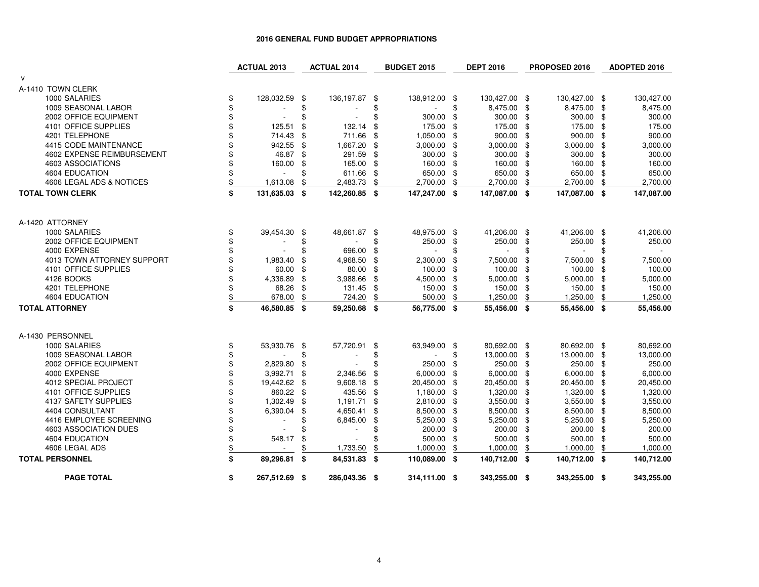# 2016 GENERAL FUND BUDGET APPROPRIATIONS

| | ACTUAL 2013 | ACTUAL 2014 | BUDGET 2015 | DEPT 2016 | PROPOSED 2016 | ADOPTED 2016 |
|---|---|---|---|---|---|---|
| v | | | | | | |
| A-1410 TOWN CLERK | | | | | | |
| 1000 SALARIES | $ 128,032.59 | $ 136,197.87 | $ 138,912.00 | $ 130,427.00 | $ 130,427.00 | $ 130,427.00 |
| 1009 SEASONAL LABOR | $ - | $ - | $ - | $ 8,475.00 | $ 8,475.00 | $ 8,475.00 |
| 2002 OFFICE EQUIPMENT | $ - | $ - | $ 300.00 | $ 300.00 | $ 300.00 | $ 300.00 |
| 4101 OFFICE SUPPLIES | $ 125.51 | $ 132.14 | $ 175.00 | $ 175.00 | $ 175.00 | $ 175.00 |
| 4201 TELEPHONE | $ 714.43 | $ 711.66 | $ 1,050.00 | $ 900.00 | $ 900.00 | $ 900.00 |
| 4415 CODE MAINTENANCE | $ 942.55 | $ 1,667.20 | $ 3,000.00 | $ 3,000.00 | $ 3,000.00 | $ 3,000.00 |
| 4602 EXPENSE REIMBURSEMENT | $ 46.87 | $ 291.59 | $ 300.00 | $ 300.00 | $ 300.00 | $ 300.00 |
| 4603 ASSOCIATIONS | $ 160.00 | $ 165.00 | $ 160.00 | $ 160.00 | $ 160.00 | $ 160.00 |
| 4604 EDUCATION | $ - | $ 611.66 | $ 650.00 | $ 650.00 | $ 650.00 | $ 650.00 |
| 4606 LEGAL ADS & NOTICES | $ 1,613.08 | $ 2,483.73 | $ 2,700.00 | $ 2,700.00 | $ 2,700.00 | $ 2,700.00 |
| **TOTAL TOWN CLERK** | **$ 131,635.03** | **$ 142,260.85** | **$ 147,247.00** | **$ 147,087.00** | **$ 147,087.00** | **$ 147,087.00** |
| | | | | | | |
| A-1420 ATTORNEY | | | | | | |
| 1000 SALARIES | $ 39,454.30 | $ 48,661.87 | $ 48,975.00 | $ 41,206.00 | $ 41,206.00 | $ 41,206.00 |
| 2002 OFFICE EQUIPMENT | $ - | $ - | $ 250.00 | $ 250.00 | $ 250.00 | $ 250.00 |
| 4000 EXPENSE | $ - | $ 696.00 | $ - | $ - | $ - | $ - |
| 4013 TOWN ATTORNEY SUPPORT | $ 1,983.40 | $ 4,968.50 | $ 2,300.00 | $ 7,500.00 | $ 7,500.00 | $ 7,500.00 |
| 4101 OFFICE SUPPLIES | $ 60.00 | $ 80.00 | $ 100.00 | $ 100.00 | $ 100.00 | $ 100.00 |
| 4126 BOOKS | $ 4,336.89 | $ 3,988.66 | $ 4,500.00 | $ 5,000.00 | $ 5,000.00 | $ 5,000.00 |
| 4201 TELEPHONE | $ 68.26 | $ 131.45 | $ 150.00 | $ 150.00 | $ 150.00 | $ 150.00 |
| 4604 EDUCATION | $ 678.00 | $ 724.20 | $ 500.00 | $ 1,250.00 | $ 1,250.00 | $ 1,250.00 |
| **TOTAL ATTORNEY** | **$ 46,580.85** | **$ 59,250.68** | **$ 56,775.00** | **$ 55,456.00** | **$ 55,456.00** | **$ 55,456.00** |
| | | | | | | |
| A-1430 PERSONNEL | | | | | | |
| 1000 SALARIES | $ 53,930.76 | $ 57,720.91 | $ 63,949.00 | $ 80,692.00 | $ 80,692.00 | $ 80,692.00 |
| 1009 SEASONAL LABOR | $ - | $ - | $ - | $ 13,000.00 | $ 13,000.00 | $ 13,000.00 |
| 2002 OFFICE EQUIPMENT | $ 2,829.80 | $ - | $ 250.00 | $ 250.00 | $ 250.00 | $ 250.00 |
| 4000 EXPENSE | $ 3,992.71 | $ 2,346.56 | $ 6,000.00 | $ 6,000.00 | $ 6,000.00 | $ 6,000.00 |
| 4012 SPECIAL PROJECT | $ 19,442.62 | $ 9,608.18 | $ 20,450.00 | $ 20,450.00 | $ 20,450.00 | $ 20,450.00 |
| 4101 OFFICE SUPPLIES | $ 860.22 | $ 435.56 | $ 1,180.00 | $ 1,320.00 | $ 1,320.00 | $ 1,320.00 |
| 4137 SAFETY SUPPLIES | $ 1,302.49 | $ 1,191.71 | $ 2,810.00 | $ 3,550.00 | $ 3,550.00 | $ 3,550.00 |
| 4404 CONSULTANT | $ 6,390.04 | $ 4,650.41 | $ 8,500.00 | $ 8,500.00 | $ 8,500.00 | $ 8,500.00 |
| 4416 EMPLOYEE SCREENING | $ - | $ 6,845.00 | $ 5,250.00 | $ 5,250.00 | $ 5,250.00 | $ 5,250.00 |
| 4603 ASSOCIATION DUES | $ - | $ - | $ 200.00 | $ 200.00 | $ 200.00 | $ 200.00 |
| 4604 EDUCATION | $ 548.17 | $ - | $ 500.00 | $ 500.00 | $ 500.00 | $ 500.00 |
| 4606 LEGAL ADS | $ - | $ 1,733.50 | $ 1,000.00 | $ 1,000.00 | $ 1,000.00 | $ 1,000.00 |
| **TOTAL PERSONNEL** | **$ 89,296.81** | **$ 84,531.83** | **$ 110,089.00** | **$ 140,712.00** | **$ 140,712.00** | **$ 140,712.00** |
| | | | | | | |
| **PAGE TOTAL** | **$ 267,512.69** | **$ 286,043.36** | **$ 314,111.00** | **$ 343,255.00** | **$ 343,255.00** | **$ 343,255.00** |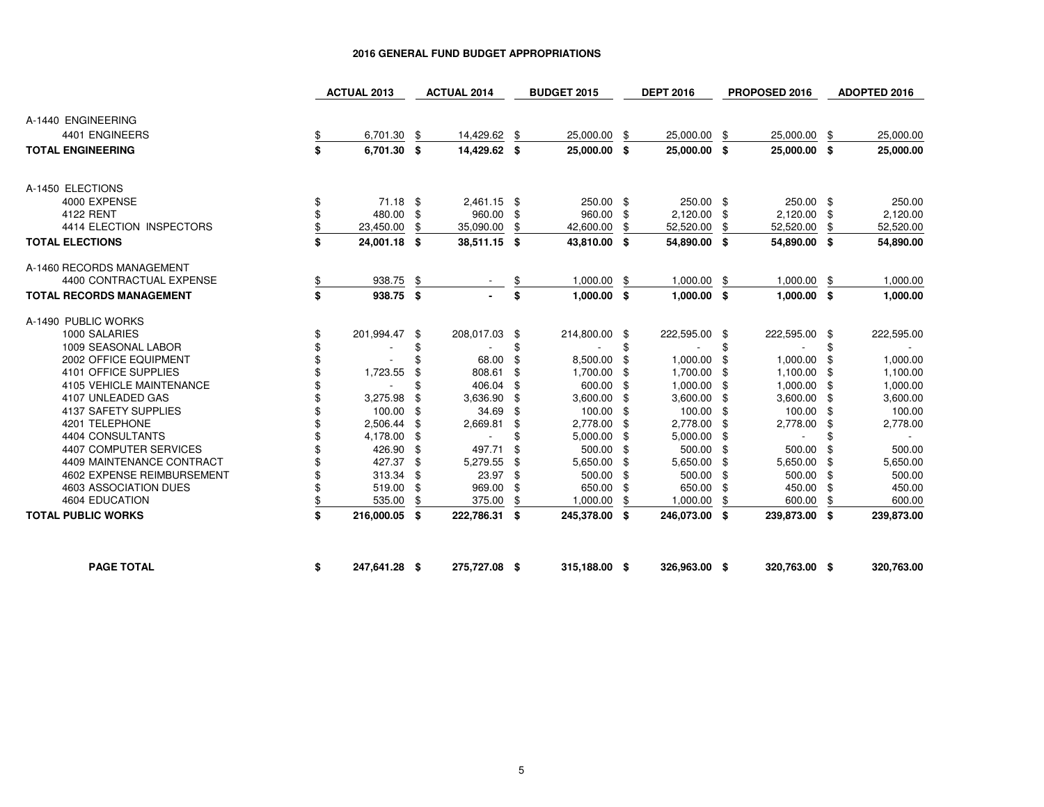# 2016 GENERAL FUND BUDGET APPROPRIATIONS

| | ACTUAL 2013 | ACTUAL 2014 | BUDGET 2015 | DEPT 2016 | PROPOSED 2016 | ADOPTED 2016 |
|---|---|---|---|---|---|---|
| A-1440 ENGINEERING | | | | | | |
| 4401 ENGINEERS | $ 6,701.30 | $ 14,429.62 | $ 25,000.00 | $ 25,000.00 | $ 25,000.00 | $ 25,000.00 |
| **TOTAL ENGINEERING** | **$ 6,701.30** | **$ 14,429.62** | **$ 25,000.00** | **$ 25,000.00** | **$ 25,000.00** | **$ 25,000.00** |
| A-1450 ELECTIONS | | | | | | |
| 4000 EXPENSE | $ 71.18 | $ 2,461.15 | $ 250.00 | $ 250.00 | $ 250.00 | $ 250.00 |
| 4122 RENT | $ 480.00 | $ 960.00 | $ 960.00 | $ 2,120.00 | $ 2,120.00 | $ 2,120.00 |
| 4414 ELECTION INSPECTORS | $ 23,450.00 | $ 35,090.00 | $ 42,600.00 | $ 52,520.00 | $ 52,520.00 | $ 52,520.00 |
| **TOTAL ELECTIONS** | **$ 24,001.18** | **$ 38,511.15** | **$ 43,810.00** | **$ 54,890.00** | **$ 54,890.00** | **$ 54,890.00** |
| A-1460 RECORDS MANAGEMENT | | | | | | |
| 4400 CONTRACTUAL EXPENSE | $ 938.75 | $ - | $ 1,000.00 | $ 1,000.00 | $ 1,000.00 | $ 1,000.00 |
| **TOTAL RECORDS MANAGEMENT** | **$ 938.75** | **$ -** | **$ 1,000.00** | **$ 1,000.00** | **$ 1,000.00** | **$ 1,000.00** |
| A-1490 PUBLIC WORKS | | | | | | |
| 1000 SALARIES | $ 201,994.47 | $ 208,017.03 | $ 214,800.00 | $ 222,595.00 | $ 222,595.00 | $ 222,595.00 |
| 1009 SEASONAL LABOR | $ - | $ - | $ - | $ - | $ - | $ - |
| 2002 OFFICE EQUIPMENT | $ - | $ 68.00 | $ 8,500.00 | $ 1,000.00 | $ 1,000.00 | $ 1,000.00 |
| 4101 OFFICE SUPPLIES | $ 1,723.55 | $ 808.61 | $ 1,700.00 | $ 1,700.00 | $ 1,100.00 | $ 1,100.00 |
| 4105 VEHICLE MAINTENANCE | $ - | $ 406.04 | $ 600.00 | $ 1,000.00 | $ 1,000.00 | $ 1,000.00 |
| 4107 UNLEADED GAS | $ 3,275.98 | $ 3,636.90 | $ 3,600.00 | $ 3,600.00 | $ 3,600.00 | $ 3,600.00 |
| 4137 SAFETY SUPPLIES | $ 100.00 | $ 34.69 | $ 100.00 | $ 100.00 | $ 100.00 | $ 100.00 |
| 4201 TELEPHONE | $ 2,506.44 | $ 2,669.81 | $ 2,778.00 | $ 2,778.00 | $ 2,778.00 | $ 2,778.00 |
| 4404 CONSULTANTS | $ 4,178.00 | $ - | $ 5,000.00 | $ 5,000.00 | $ - | $ - |
| 4407 COMPUTER SERVICES | $ 426.90 | $ 497.71 | $ 500.00 | $ 500.00 | $ 500.00 | $ 500.00 |
| 4409 MAINTENANCE CONTRACT | $ 427.37 | $ 5,279.55 | $ 5,650.00 | $ 5,650.00 | $ 5,650.00 | $ 5,650.00 |
| 4602 EXPENSE REIMBURSEMENT | $ 313.34 | $ 23.97 | $ 500.00 | $ 500.00 | $ 500.00 | $ 500.00 |
| 4603 ASSOCIATION DUES | $ 519.00 | $ 969.00 | $ 650.00 | $ 650.00 | $ 450.00 | $ 450.00 |
| 4604 EDUCATION | $ 535.00 | $ 375.00 | $ 1,000.00 | $ 1,000.00 | $ 600.00 | $ 600.00 |
| **TOTAL PUBLIC WORKS** | **$ 216,000.05** | **$ 222,786.31** | **$ 245,378.00** | **$ 246,073.00** | **$ 239,873.00** | **$ 239,873.00** |
| **PAGE TOTAL** | **$ 247,641.28** | **$ 275,727.08** | **$ 315,188.00** | **$ 326,963.00** | **$ 320,763.00** | **$ 320,763.00** |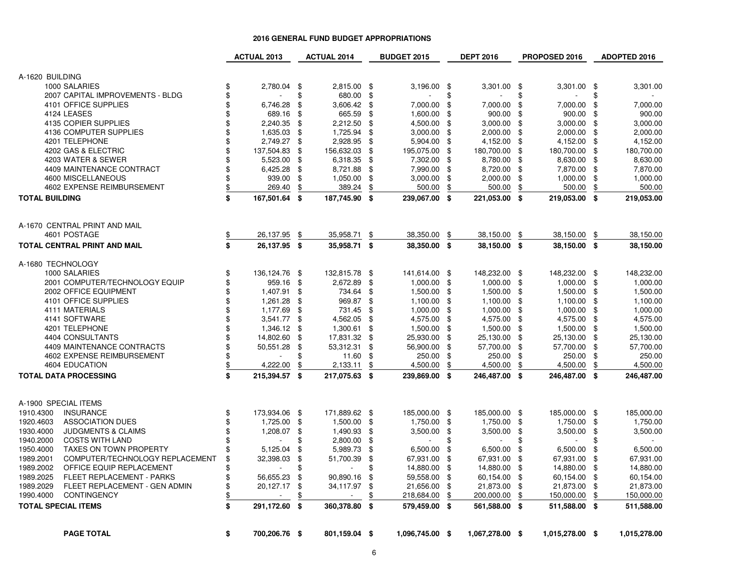# 2016 GENERAL FUND BUDGET APPROPRIATIONS

| | ACTUAL 2013 | ACTUAL 2014 | BUDGET 2015 | DEPT 2016 | PROPOSED 2016 | ADOPTED 2016 |
|---|---|---|---|---|---|---|
| A-1620 BUILDING | | | | | | |
| 1000 SALARIES | $ 2,780.04 | $ 2,815.00 | $ 3,196.00 | $ 3,301.00 | $ 3,301.00 | $ 3,301.00 |
| 2007 CAPITAL IMPROVEMENTS - BLDG | $ - | $ 680.00 | $ - | $ - | $ - | $ - |
| 4101 OFFICE SUPPLIES | $ 6,746.28 | $ 3,606.42 | $ 7,000.00 | $ 7,000.00 | $ 7,000.00 | $ 7,000.00 |
| 4124 LEASES | $ 689.16 | $ 665.59 | $ 1,600.00 | $ 900.00 | $ 900.00 | $ 900.00 |
| 4135 COPIER SUPPLIES | $ 2,240.35 | $ 2,212.50 | $ 4,500.00 | $ 3,000.00 | $ 3,000.00 | $ 3,000.00 |
| 4136 COMPUTER SUPPLIES | $ 1,635.03 | $ 1,725.94 | $ 3,000.00 | $ 2,000.00 | $ 2,000.00 | $ 2,000.00 |
| 4201 TELEPHONE | $ 2,749.27 | $ 2,928.95 | $ 5,904.00 | $ 4,152.00 | $ 4,152.00 | $ 4,152.00 |
| 4202 GAS & ELECTRIC | $ 137,504.83 | $ 156,632.03 | $ 195,075.00 | $ 180,700.00 | $ 180,700.00 | $ 180,700.00 |
| 4203 WATER & SEWER | $ 5,523.00 | $ 6,318.35 | $ 7,302.00 | $ 8,780.00 | $ 8,630.00 | $ 8,630.00 |
| 4409 MAINTENANCE CONTRACT | $ 6,425.28 | $ 8,721.88 | $ 7,990.00 | $ 8,720.00 | $ 7,870.00 | $ 7,870.00 |
| 4600 MISCELLANEOUS | $ 939.00 | $ 1,050.00 | $ 3,000.00 | $ 2,000.00 | $ 1,000.00 | $ 1,000.00 |
| 4602 EXPENSE REIMBURSEMENT | $ 269.40 | $ 389.24 | $ 500.00 | $ 500.00 | $ 500.00 | $ 500.00 |
| **TOTAL BUILDING** | **$ 167,501.64** | **$ 187,745.90** | **$ 239,067.00** | **$ 221,053.00** | **$ 219,053.00** | **$ 219,053.00** |
| A-1670 CENTRAL PRINT AND MAIL | | | | | | |
| 4601 POSTAGE | $ 26,137.95 | $ 35,958.71 | $ 38,350.00 | $ 38,150.00 | $ 38,150.00 | $ 38,150.00 |
| **TOTAL CENTRAL PRINT AND MAIL** | **$ 26,137.95** | **$ 35,958.71** | **$ 38,350.00** | **$ 38,150.00** | **$ 38,150.00** | **$ 38,150.00** |
| A-1680 TECHNOLOGY | | | | | | |
| 1000 SALARIES | $ 136,124.76 | $ 132,815.78 | $ 141,614.00 | $ 148,232.00 | $ 148,232.00 | $ 148,232.00 |
| 2001 COMPUTER/TECHNOLOGY EQUIP | $ 959.16 | $ 2,672.89 | $ 1,000.00 | $ 1,000.00 | $ 1,000.00 | $ 1,000.00 |
| 2002 OFFICE EQUIPMENT | $ 1,407.91 | $ 734.64 | $ 1,500.00 | $ 1,500.00 | $ 1,500.00 | $ 1,500.00 |
| 4101 OFFICE SUPPLIES | $ 1,261.28 | $ 969.87 | $ 1,100.00 | $ 1,100.00 | $ 1,100.00 | $ 1,100.00 |
| 4111 MATERIALS | $ 1,177.69 | $ 731.45 | $ 1,000.00 | $ 1,000.00 | $ 1,000.00 | $ 1,000.00 |
| 4141 SOFTWARE | $ 3,541.77 | $ 4,562.05 | $ 4,575.00 | $ 4,575.00 | $ 4,575.00 | $ 4,575.00 |
| 4201 TELEPHONE | $ 1,346.12 | $ 1,300.61 | $ 1,500.00 | $ 1,500.00 | $ 1,500.00 | $ 1,500.00 |
| 4404 CONSULTANTS | $ 14,802.60 | $ 17,831.32 | $ 25,930.00 | $ 25,130.00 | $ 25,130.00 | $ 25,130.00 |
| 4409 MAINTENANCE CONTRACTS | $ 50,551.28 | $ 53,312.31 | $ 56,900.00 | $ 57,700.00 | $ 57,700.00 | $ 57,700.00 |
| 4602 EXPENSE REIMBURSEMENT | $ - | $ 11.60 | $ 250.00 | $ 250.00 | $ 250.00 | $ 250.00 |
| 4604 EDUCATION | $ 4,222.00 | $ 2,133.11 | $ 4,500.00 | $ 4,500.00 | $ 4,500.00 | $ 4,500.00 |
| **TOTAL DATA PROCESSING** | **$ 215,394.57** | **$ 217,075.63** | **$ 239,869.00** | **$ 246,487.00** | **$ 246,487.00** | **$ 246,487.00** |
| A-1900 SPECIAL ITEMS | | | | | | |
| 1910.4300 INSURANCE | $ 173,934.06 | $ 171,889.62 | $ 185,000.00 | $ 185,000.00 | $ 185,000.00 | $ 185,000.00 |
| 1920.4603 ASSOCIATION DUES | $ 1,725.00 | $ 1,500.00 | $ 1,750.00 | $ 1,750.00 | $ 1,750.00 | $ 1,750.00 |
| 1930.4000 JUDGMENTS & CLAIMS | $ 1,208.07 | $ 1,490.93 | $ 3,500.00 | $ 3,500.00 | $ 3,500.00 | $ 3,500.00 |
| 1940.2000 COSTS WITH LAND | $ - | $ 2,800.00 | $ - | $ - | $ - | $ - |
| 1950.4000 TAXES ON TOWN PROPERTY | $ 5,125.04 | $ 5,989.73 | $ 6,500.00 | $ 6,500.00 | $ 6,500.00 | $ 6,500.00 |
| 1989.2001 COMPUTER/TECHNOLOGY REPLACEMENT | $ 32,398.03 | $ 51,700.39 | $ 67,931.00 | $ 67,931.00 | $ 67,931.00 | $ 67,931.00 |
| 1989.2002 OFFICE EQUIP REPLACEMENT | $ - | $ - | $ 14,880.00 | $ 14,880.00 | $ 14,880.00 | $ 14,880.00 |
| 1989.2025 FLEET REPLACEMENT - PARKS | $ 56,655.23 | $ 90,890.16 | $ 59,558.00 | $ 60,154.00 | $ 60,154.00 | $ 60,154.00 |
| 1989.2029 FLEET REPLACEMENT - GEN ADMIN | $ 20,127.17 | $ 34,117.97 | $ 21,656.00 | $ 21,873.00 | $ 21,873.00 | $ 21,873.00 |
| 1990.4000 CONTINGENCY | $ - | $ - | $ 218,684.00 | $ 200,000.00 | $ 150,000.00 | $ 150,000.00 |
| **TOTAL SPECIAL ITEMS** | **$ 291,172.60** | **$ 360,378.80** | **$ 579,459.00** | **$ 561,588.00** | **$ 511,588.00** | **$ 511,588.00** |
| **PAGE TOTAL** | **$ 700,206.76** | **$ 801,159.04** | **$ 1,096,745.00** | **$ 1,067,278.00** | **$ 1,015,278.00** | **$ 1,015,278.00** |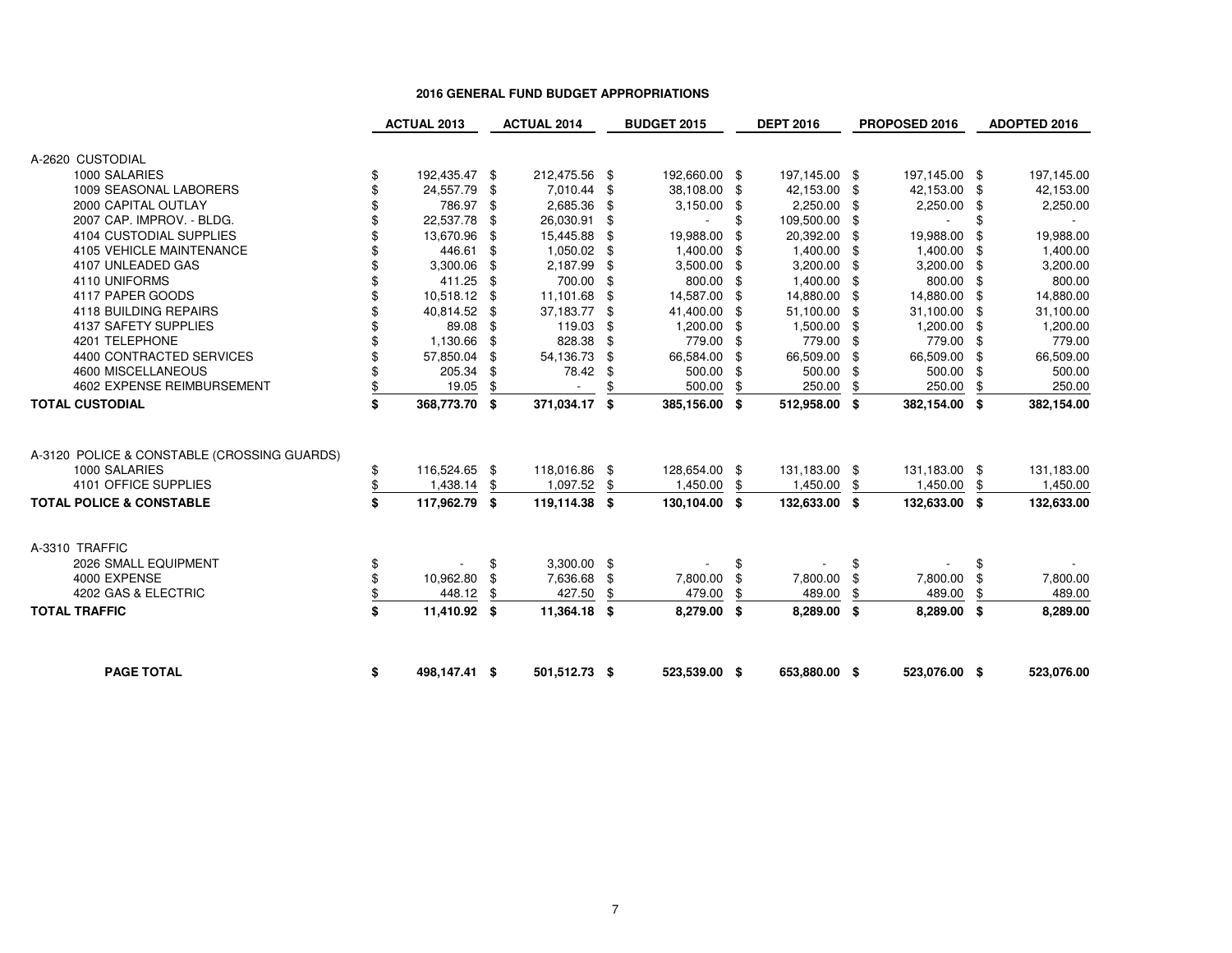## 2016 GENERAL FUND BUDGET APPROPRIATIONS

| | ACTUAL 2013 | ACTUAL 2014 | BUDGET 2015 | DEPT 2016 | PROPOSED 2016 | ADOPTED 2016 |
|---|---|---|---|---|---|---|
| A-2620 CUSTODIAL | | | | | | |
| 1000 SALARIES | $ 192,435.47 | $ 212,475.56 | $ 192,660.00 | $ 197,145.00 | $ 197,145.00 | $ 197,145.00 |
| 1009 SEASONAL LABORERS | $ 24,557.79 | $ 7,010.44 | $ 38,108.00 | $ 42,153.00 | $ 42,153.00 | $ 42,153.00 |
| 2000 CAPITAL OUTLAY | $ 786.97 | $ 2,685.36 | $ 3,150.00 | $ 2,250.00 | $ 2,250.00 | $ 2,250.00 |
| 2007 CAP. IMPROV. - BLDG. | $ 22,537.78 | $ 26,030.91 | $ - | $ 109,500.00 | $ - | $ - |
| 4104 CUSTODIAL SUPPLIES | $ 13,670.96 | $ 15,445.88 | $ 19,988.00 | $ 20,392.00 | $ 19,988.00 | $ 19,988.00 |
| 4105 VEHICLE MAINTENANCE | $ 446.61 | $ 1,050.02 | $ 1,400.00 | $ 1,400.00 | $ 1,400.00 | $ 1,400.00 |
| 4107 UNLEADED GAS | $ 3,300.06 | $ 2,187.99 | $ 3,500.00 | $ 3,200.00 | $ 3,200.00 | $ 3,200.00 |
| 4110 UNIFORMS | $ 411.25 | $ 700.00 | $ 800.00 | $ 1,400.00 | $ 800.00 | $ 800.00 |
| 4117 PAPER GOODS | $ 10,518.12 | $ 11,101.68 | $ 14,587.00 | $ 14,880.00 | $ 14,880.00 | $ 14,880.00 |
| 4118 BUILDING REPAIRS | $ 40,814.52 | $ 37,183.77 | $ 41,400.00 | $ 51,100.00 | $ 31,100.00 | $ 31,100.00 |
| 4137 SAFETY SUPPLIES | $ 89.08 | $ 119.03 | $ 1,200.00 | $ 1,500.00 | $ 1,200.00 | $ 1,200.00 |
| 4201 TELEPHONE | $ 1,130.66 | $ 828.38 | $ 779.00 | $ 779.00 | $ 779.00 | $ 779.00 |
| 4400 CONTRACTED SERVICES | $ 57,850.04 | $ 54,136.73 | $ 66,584.00 | $ 66,509.00 | $ 66,509.00 | $ 66,509.00 |
| 4600 MISCELLANEOUS | $ 205.34 | $ 78.42 | $ 500.00 | $ 500.00 | $ 500.00 | $ 500.00 |
| 4602 EXPENSE REIMBURSEMENT | $ 19.05 | $ - | $ 500.00 | $ 250.00 | $ 250.00 | $ 250.00 |
| **TOTAL CUSTODIAL** | **$ 368,773.70** | **$ 371,034.17** | **$ 385,156.00** | **$ 512,958.00** | **$ 382,154.00** | **$ 382,154.00** |
| A-3120 POLICE & CONSTABLE (CROSSING GUARDS) | | | | | | |
| 1000 SALARIES | $ 116,524.65 | $ 118,016.86 | $ 128,654.00 | $ 131,183.00 | $ 131,183.00 | $ 131,183.00 |
| 4101 OFFICE SUPPLIES | $ 1,438.14 | $ 1,097.52 | $ 1,450.00 | $ 1,450.00 | $ 1,450.00 | $ 1,450.00 |
| **TOTAL POLICE & CONSTABLE** | **$ 117,962.79** | **$ 119,114.38** | **$ 130,104.00** | **$ 132,633.00** | **$ 132,633.00** | **$ 132,633.00** |
| A-3310 TRAFFIC | | | | | | |
| 2026 SMALL EQUIPMENT | $ - | $ 3,300.00 | $ - | $ - | $ - | $ - |
| 4000 EXPENSE | $ 10,962.80 | $ 7,636.68 | $ 7,800.00 | $ 7,800.00 | $ 7,800.00 | $ 7,800.00 |
| 4202 GAS & ELECTRIC | $ 448.12 | $ 427.50 | $ 479.00 | $ 489.00 | $ 489.00 | $ 489.00 |
| **TOTAL TRAFFIC** | **$ 11,410.92** | **$ 11,364.18** | **$ 8,279.00** | **$ 8,289.00** | **$ 8,289.00** | **$ 8,289.00** |
| **PAGE TOTAL** | **$ 498,147.41** | **$ 501,512.73** | **$ 523,539.00** | **$ 653,880.00** | **$ 523,076.00** | **$ 523,076.00** |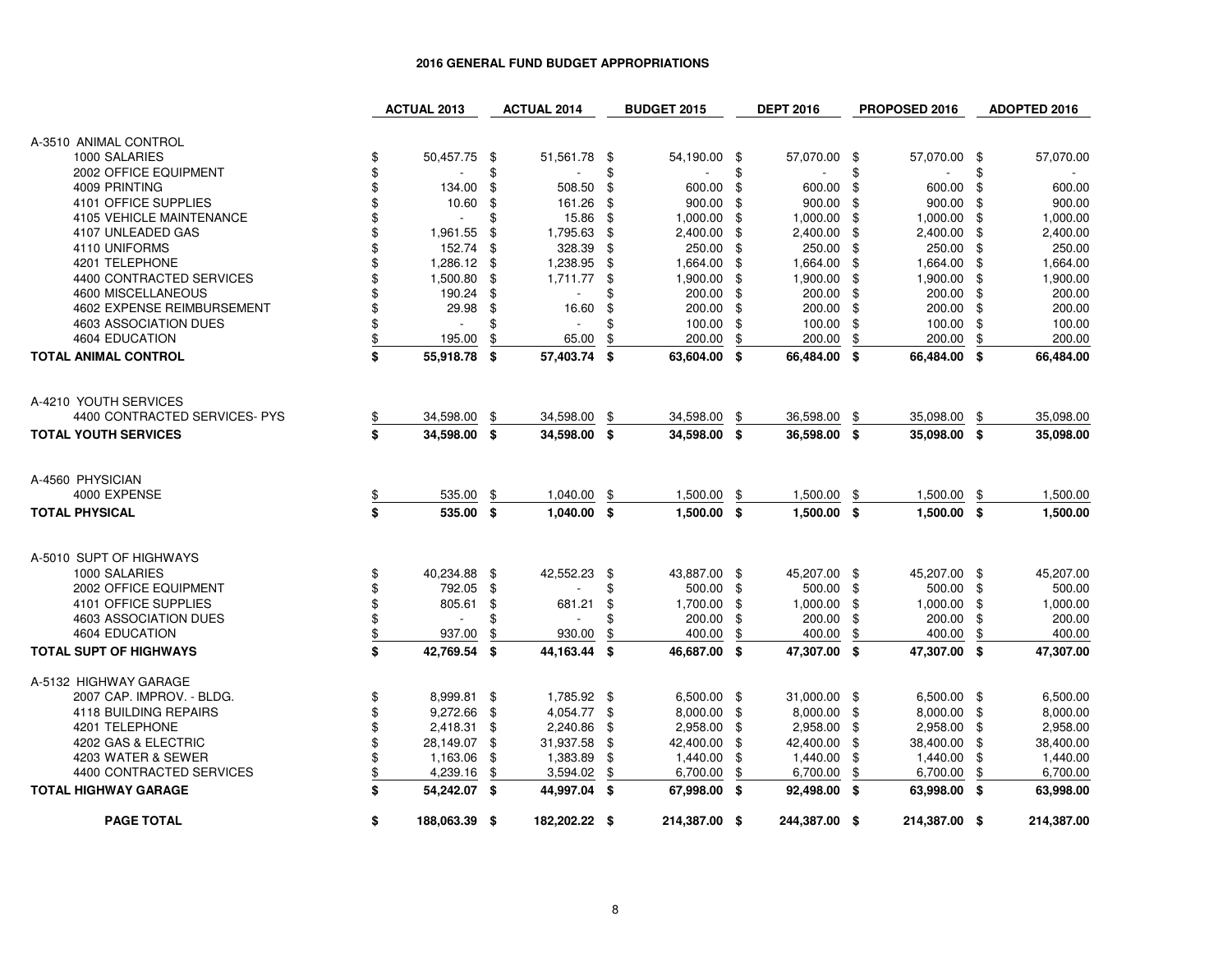# 2016 GENERAL FUND BUDGET APPROPRIATIONS

| | ACTUAL 2013 | ACTUAL 2014 | BUDGET 2015 | DEPT 2016 | PROPOSED 2016 | ADOPTED 2016 |
|---|---|---|---|---|---|---|
| A-3510 ANIMAL CONTROL | | | | | | |
| 1000 SALARIES | $ 50,457.75 | $ 51,561.78 | $ 54,190.00 | $ 57,070.00 | $ 57,070.00 | $ 57,070.00 |
| 2002 OFFICE EQUIPMENT | $ - | $ - | $ - | $ - | $ - | $ - |
| 4009 PRINTING | $ 134.00 | $ 508.50 | $ 600.00 | $ 600.00 | $ 600.00 | $ 600.00 |
| 4101 OFFICE SUPPLIES | $ 10.60 | $ 161.26 | $ 900.00 | $ 900.00 | $ 900.00 | $ 900.00 |
| 4105 VEHICLE MAINTENANCE | $ - | $ 15.86 | $ 1,000.00 | $ 1,000.00 | $ 1,000.00 | $ 1,000.00 |
| 4107 UNLEADED GAS | $ 1,961.55 | $ 1,795.63 | $ 2,400.00 | $ 2,400.00 | $ 2,400.00 | $ 2,400.00 |
| 4110 UNIFORMS | $ 152.74 | $ 328.39 | $ 250.00 | $ 250.00 | $ 250.00 | $ 250.00 |
| 4201 TELEPHONE | $ 1,286.12 | $ 1,238.95 | $ 1,664.00 | $ 1,664.00 | $ 1,664.00 | $ 1,664.00 |
| 4400 CONTRACTED SERVICES | $ 1,500.80 | $ 1,711.77 | $ 1,900.00 | $ 1,900.00 | $ 1,900.00 | $ 1,900.00 |
| 4600 MISCELLANEOUS | $ 190.24 | $ - | $ 200.00 | $ 200.00 | $ 200.00 | $ 200.00 |
| 4602 EXPENSE REIMBURSEMENT | $ 29.98 | $ 16.60 | $ 200.00 | $ 200.00 | $ 200.00 | $ 200.00 |
| 4603 ASSOCIATION DUES | $ - | $ - | $ 100.00 | $ 100.00 | $ 100.00 | $ 100.00 |
| 4604 EDUCATION | $ 195.00 | $ 65.00 | $ 200.00 | $ 200.00 | $ 200.00 | $ 200.00 |
| **TOTAL ANIMAL CONTROL** | **$ 55,918.78** | **$ 57,403.74** | **$ 63,604.00** | **$ 66,484.00** | **$ 66,484.00** | **$ 66,484.00** |
| A-4210 YOUTH SERVICES | | | | | | |
| 4400 CONTRACTED SERVICES- PYS | $ 34,598.00 | $ 34,598.00 | $ 34,598.00 | $ 36,598.00 | $ 35,098.00 | $ 35,098.00 |
| **TOTAL YOUTH SERVICES** | **$ 34,598.00** | **$ 34,598.00** | **$ 34,598.00** | **$ 36,598.00** | **$ 35,098.00** | **$ 35,098.00** |
| A-4560 PHYSICIAN | | | | | | |
| 4000 EXPENSE | $ 535.00 | $ 1,040.00 | $ 1,500.00 | $ 1,500.00 | $ 1,500.00 | $ 1,500.00 |
| **TOTAL PHYSICAL** | **$ 535.00** | **$ 1,040.00** | **$ 1,500.00** | **$ 1,500.00** | **$ 1,500.00** | **$ 1,500.00** |
| A-5010 SUPT OF HIGHWAYS | | | | | | |
| 1000 SALARIES | $ 40,234.88 | $ 42,552.23 | $ 43,887.00 | $ 45,207.00 | $ 45,207.00 | $ 45,207.00 |
| 2002 OFFICE EQUIPMENT | $ 792.05 | $ - | $ 500.00 | $ 500.00 | $ 500.00 | $ 500.00 |
| 4101 OFFICE SUPPLIES | $ 805.61 | $ 681.21 | $ 1,700.00 | $ 1,000.00 | $ 1,000.00 | $ 1,000.00 |
| 4603 ASSOCIATION DUES | $ - | $ - | $ 200.00 | $ 200.00 | $ 200.00 | $ 200.00 |
| 4604 EDUCATION | $ 937.00 | $ 930.00 | $ 400.00 | $ 400.00 | $ 400.00 | $ 400.00 |
| **TOTAL SUPT OF HIGHWAYS** | **$ 42,769.54** | **$ 44,163.44** | **$ 46,687.00** | **$ 47,307.00** | **$ 47,307.00** | **$ 47,307.00** |
| A-5132 HIGHWAY GARAGE | | | | | | |
| 2007 CAP. IMPROV. - BLDG. | $ 8,999.81 | $ 1,785.92 | $ 6,500.00 | $ 31,000.00 | $ 6,500.00 | $ 6,500.00 |
| 4118 BUILDING REPAIRS | $ 9,272.66 | $ 4,054.77 | $ 8,000.00 | $ 8,000.00 | $ 8,000.00 | $ 8,000.00 |
| 4201 TELEPHONE | $ 2,418.31 | $ 2,240.86 | $ 2,958.00 | $ 2,958.00 | $ 2,958.00 | $ 2,958.00 |
| 4202 GAS & ELECTRIC | $ 28,149.07 | $ 31,937.58 | $ 42,400.00 | $ 42,400.00 | $ 38,400.00 | $ 38,400.00 |
| 4203 WATER & SEWER | $ 1,163.06 | $ 1,383.89 | $ 1,440.00 | $ 1,440.00 | $ 1,440.00 | $ 1,440.00 |
| 4400 CONTRACTED SERVICES | $ 4,239.16 | $ 3,594.02 | $ 6,700.00 | $ 6,700.00 | $ 6,700.00 | $ 6,700.00 |
| **TOTAL HIGHWAY GARAGE** | **$ 54,242.07** | **$ 44,997.04** | **$ 67,998.00** | **$ 92,498.00** | **$ 63,998.00** | **$ 63,998.00** |
| **PAGE TOTAL** | **$ 188,063.39** | **$ 182,202.22** | **$ 214,387.00** | **$ 244,387.00** | **$ 214,387.00** | **$ 214,387.00** |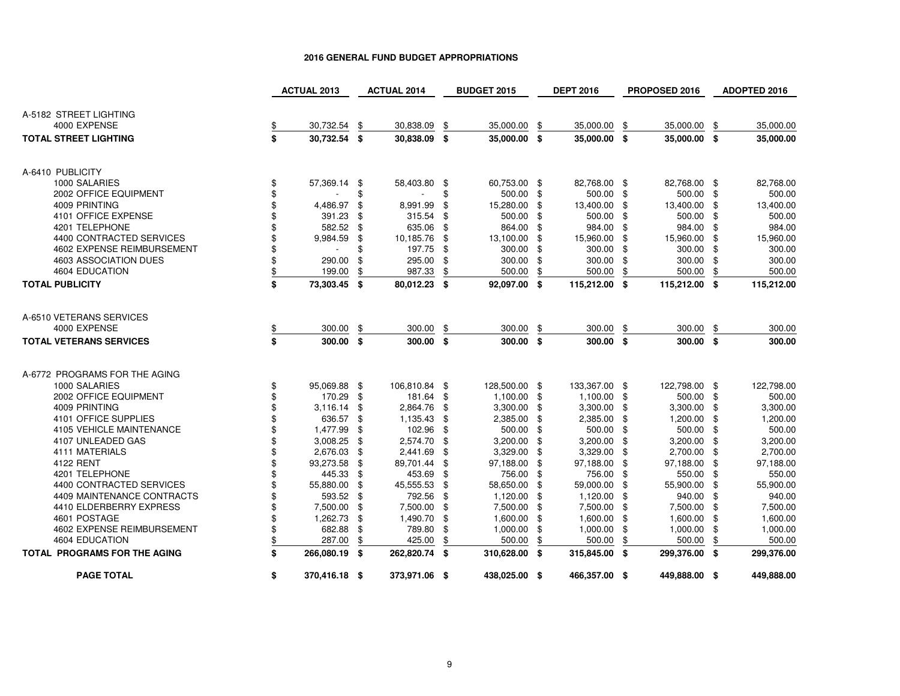## 2016 GENERAL FUND BUDGET APPROPRIATIONS

| | ACTUAL 2013 | ACTUAL 2014 | BUDGET 2015 | DEPT 2016 | PROPOSED 2016 | ADOPTED 2016 |
|---|---|---|---|---|---|---|
| A-5182 STREET LIGHTING | | | | | | |
| 4000 EXPENSE | $ 30,732.54 | $ 30,838.09 | $ 35,000.00 | $ 35,000.00 | $ 35,000.00 | $ 35,000.00 |
| **TOTAL STREET LIGHTING** | **$ 30,732.54** | **$ 30,838.09** | **$ 35,000.00** | **$ 35,000.00** | **$ 35,000.00** | **$ 35,000.00** |
| | | | | | | |
| A-6410 PUBLICITY | | | | | | |
| 1000 SALARIES | $ 57,369.14 | $ 58,403.80 | $ 60,753.00 | $ 82,768.00 | $ 82,768.00 | $ 82,768.00 |
| 2002 OFFICE EQUIPMENT | $ - | $ - | $ 500.00 | $ 500.00 | $ 500.00 | $ 500.00 |
| 4009 PRINTING | $ 4,486.97 | $ 8,991.99 | $ 15,280.00 | $ 13,400.00 | $ 13,400.00 | $ 13,400.00 |
| 4101 OFFICE EXPENSE | $ 391.23 | $ 315.54 | $ 500.00 | $ 500.00 | $ 500.00 | $ 500.00 |
| 4201 TELEPHONE | $ 582.52 | $ 635.06 | $ 864.00 | $ 984.00 | $ 984.00 | $ 984.00 |
| 4400 CONTRACTED SERVICES | $ 9,984.59 | $ 10,185.76 | $ 13,100.00 | $ 15,960.00 | $ 15,960.00 | $ 15,960.00 |
| 4602 EXPENSE REIMBURSEMENT | $ - | $ 197.75 | $ 300.00 | $ 300.00 | $ 300.00 | $ 300.00 |
| 4603 ASSOCIATION DUES | $ 290.00 | $ 295.00 | $ 300.00 | $ 300.00 | $ 300.00 | $ 300.00 |
| 4604 EDUCATION | $ 199.00 | $ 987.33 | $ 500.00 | $ 500.00 | $ 500.00 | $ 500.00 |
| **TOTAL PUBLICITY** | **$ 73,303.45** | **$ 80,012.23** | **$ 92,097.00** | **$ 115,212.00** | **$ 115,212.00** | **$ 115,212.00** |
| | | | | | | |
| A-6510 VETERANS SERVICES | | | | | | |
| 4000 EXPENSE | $ 300.00 | $ 300.00 | $ 300.00 | $ 300.00 | $ 300.00 | $ 300.00 |
| **TOTAL VETERANS SERVICES** | **$ 300.00** | **$ 300.00** | **$ 300.00** | **$ 300.00** | **$ 300.00** | **$ 300.00** |
| | | | | | | |
| A-6772 PROGRAMS FOR THE AGING | | | | | | |
| 1000 SALARIES | $ 95,069.88 | $ 106,810.84 | $ 128,500.00 | $ 133,367.00 | $ 122,798.00 | $ 122,798.00 |
| 2002 OFFICE EQUIPMENT | $ 170.29 | $ 181.64 | $ 1,100.00 | $ 1,100.00 | $ 500.00 | $ 500.00 |
| 4009 PRINTING | $ 3,116.14 | $ 2,864.76 | $ 3,300.00 | $ 3,300.00 | $ 3,300.00 | $ 3,300.00 |
| 4101 OFFICE SUPPLIES | $ 636.57 | $ 1,135.43 | $ 2,385.00 | $ 2,385.00 | $ 1,200.00 | $ 1,200.00 |
| 4105 VEHICLE MAINTENANCE | $ 1,477.99 | $ 102.96 | $ 500.00 | $ 500.00 | $ 500.00 | $ 500.00 |
| 4107 UNLEADED GAS | $ 3,008.25 | $ 2,574.70 | $ 3,200.00 | $ 3,200.00 | $ 3,200.00 | $ 3,200.00 |
| 4111 MATERIALS | $ 2,676.03 | $ 2,441.69 | $ 3,329.00 | $ 3,329.00 | $ 2,700.00 | $ 2,700.00 |
| 4122 RENT | $ 93,273.58 | $ 89,701.44 | $ 97,188.00 | $ 97,188.00 | $ 97,188.00 | $ 97,188.00 |
| 4201 TELEPHONE | $ 445.33 | $ 453.69 | $ 756.00 | $ 756.00 | $ 550.00 | $ 550.00 |
| 4400 CONTRACTED SERVICES | $ 55,880.00 | $ 45,555.53 | $ 58,650.00 | $ 59,000.00 | $ 55,900.00 | $ 55,900.00 |
| 4409 MAINTENANCE CONTRACTS | $ 593.52 | $ 792.56 | $ 1,120.00 | $ 1,120.00 | $ 940.00 | $ 940.00 |
| 4410 ELDERBERRY EXPRESS | $ 7,500.00 | $ 7,500.00 | $ 7,500.00 | $ 7,500.00 | $ 7,500.00 | $ 7,500.00 |
| 4601 POSTAGE | $ 1,262.73 | $ 1,490.70 | $ 1,600.00 | $ 1,600.00 | $ 1,600.00 | $ 1,600.00 |
| 4602 EXPENSE REIMBURSEMENT | $ 682.88 | $ 789.80 | $ 1,000.00 | $ 1,000.00 | $ 1,000.00 | $ 1,000.00 |
| 4604 EDUCATION | $ 287.00 | $ 425.00 | $ 500.00 | $ 500.00 | $ 500.00 | $ 500.00 |
| **TOTAL PROGRAMS FOR THE AGING** | **$ 266,080.19** | **$ 262,820.74** | **$ 310,628.00** | **$ 315,845.00** | **$ 299,376.00** | **$ 299,376.00** |
| | | | | | | |
| **PAGE TOTAL** | **$ 370,416.18** | **$ 373,971.06** | **$ 438,025.00** | **$ 466,357.00** | **$ 449,888.00** | **$ 449,888.00** |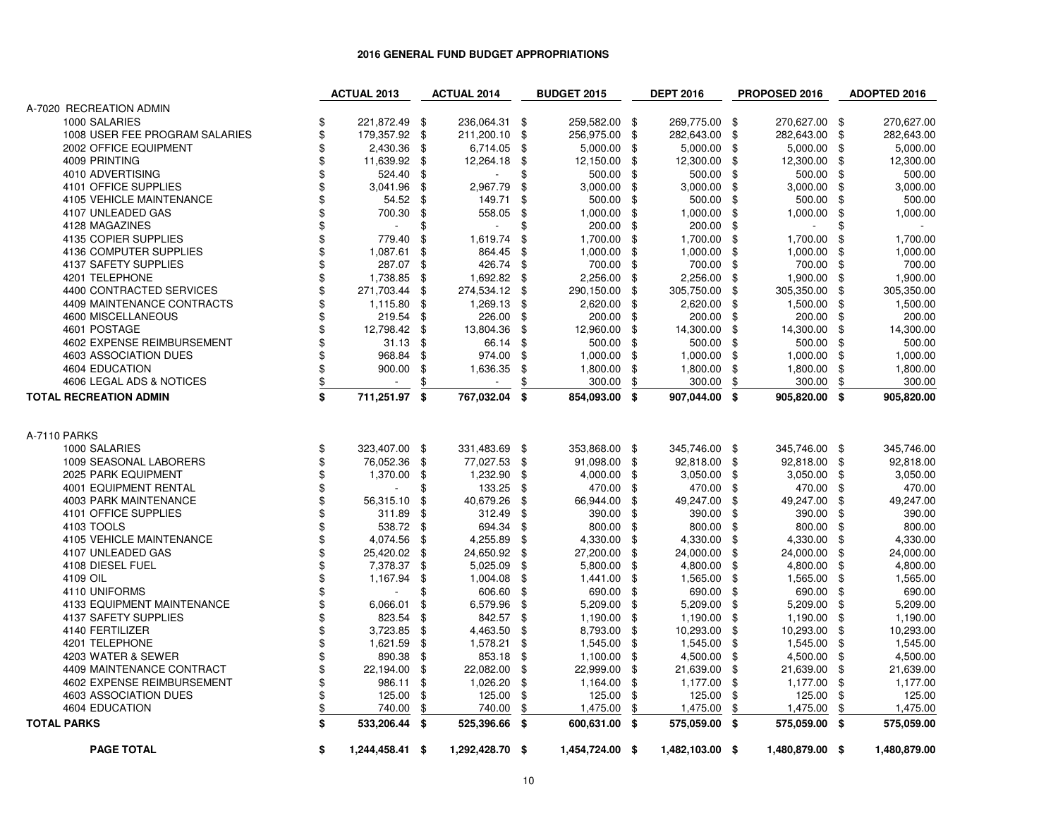# 2016 GENERAL FUND BUDGET APPROPRIATIONS

| | ACTUAL 2013 | ACTUAL 2014 | BUDGET 2015 | DEPT 2016 | PROPOSED 2016 | ADOPTED 2016 |
|---|---|---|---|---|---|---|
| A-7020 RECREATION ADMIN | | | | | | |
| 1000 SALARIES | $ 221,872.49 | $ 236,064.31 | $ 259,582.00 | $ 269,775.00 | $ 270,627.00 | $ 270,627.00 |
| 1008 USER FEE PROGRAM SALARIES | $ 179,357.92 | $ 211,200.10 | $ 256,975.00 | $ 282,643.00 | $ 282,643.00 | $ 282,643.00 |
| 2002 OFFICE EQUIPMENT | $ 2,430.36 | $ 6,714.05 | $ 5,000.00 | $ 5,000.00 | $ 5,000.00 | $ 5,000.00 |
| 4009 PRINTING | $ 11,639.92 | $ 12,264.18 | $ 12,150.00 | $ 12,300.00 | $ 12,300.00 | $ 12,300.00 |
| 4010 ADVERTISING | $ 524.40 | $ - | $ 500.00 | $ 500.00 | $ 500.00 | $ 500.00 |
| 4101 OFFICE SUPPLIES | $ 3,041.96 | $ 2,967.79 | $ 3,000.00 | $ 3,000.00 | $ 3,000.00 | $ 3,000.00 |
| 4105 VEHICLE MAINTENANCE | $ 54.52 | $ 149.71 | $ 500.00 | $ 500.00 | $ 500.00 | $ 500.00 |
| 4107 UNLEADED GAS | $ 700.30 | $ 558.05 | $ 1,000.00 | $ 1,000.00 | $ 1,000.00 | $ 1,000.00 |
| 4128 MAGAZINES | $ - | $ - | $ 200.00 | $ 200.00 | $ - | $ - |
| 4135 COPIER SUPPLIES | $ 779.40 | $ 1,619.74 | $ 1,700.00 | $ 1,700.00 | $ 1,700.00 | $ 1,700.00 |
| 4136 COMPUTER SUPPLIES | $ 1,087.61 | $ 864.45 | $ 1,000.00 | $ 1,000.00 | $ 1,000.00 | $ 1,000.00 |
| 4137 SAFETY SUPPLIES | $ 287.07 | $ 426.74 | $ 700.00 | $ 700.00 | $ 700.00 | $ 700.00 |
| 4201 TELEPHONE | $ 1,738.85 | $ 1,692.82 | $ 2,256.00 | $ 2,256.00 | $ 1,900.00 | $ 1,900.00 |
| 4400 CONTRACTED SERVICES | $ 271,703.44 | $ 274,534.12 | $ 290,150.00 | $ 305,750.00 | $ 305,350.00 | $ 305,350.00 |
| 4409 MAINTENANCE CONTRACTS | $ 1,115.80 | $ 1,269.13 | $ 2,620.00 | $ 2,620.00 | $ 1,500.00 | $ 1,500.00 |
| 4600 MISCELLANEOUS | $ 219.54 | $ 226.00 | $ 200.00 | $ 200.00 | $ 200.00 | $ 200.00 |
| 4601 POSTAGE | $ 12,798.42 | $ 13,804.36 | $ 12,960.00 | $ 14,300.00 | $ 14,300.00 | $ 14,300.00 |
| 4602 EXPENSE REIMBURSEMENT | $ 31.13 | $ 66.14 | $ 500.00 | $ 500.00 | $ 500.00 | $ 500.00 |
| 4603 ASSOCIATION DUES | $ 968.84 | $ 974.00 | $ 1,000.00 | $ 1,000.00 | $ 1,000.00 | $ 1,000.00 |
| 4604 EDUCATION | $ 900.00 | $ 1,636.35 | $ 1,800.00 | $ 1,800.00 | $ 1,800.00 | $ 1,800.00 |
| 4606 LEGAL ADS & NOTICES | $ - | $ - | $ 300.00 | $ 300.00 | $ 300.00 | $ 300.00 |
| **TOTAL RECREATION ADMIN** | **$ 711,251.97** | **$ 767,032.04** | **$ 854,093.00** | **$ 907,044.00** | **$ 905,820.00** | **$ 905,820.00** |
| A-7110 PARKS | | | | | | |
| 1000 SALARIES | $ 323,407.00 | $ 331,483.69 | $ 353,868.00 | $ 345,746.00 | $ 345,746.00 | $ 345,746.00 |
| 1009 SEASONAL LABORERS | $ 76,052.36 | $ 77,027.53 | $ 91,098.00 | $ 92,818.00 | $ 92,818.00 | $ 92,818.00 |
| 2025 PARK EQUIPMENT | $ 1,370.00 | $ 1,232.90 | $ 4,000.00 | $ 3,050.00 | $ 3,050.00 | $ 3,050.00 |
| 4001 EQUIPMENT RENTAL | $ - | $ 133.25 | $ 470.00 | $ 470.00 | $ 470.00 | $ 470.00 |
| 4003 PARK MAINTENANCE | $ 56,315.10 | $ 40,679.26 | $ 66,944.00 | $ 49,247.00 | $ 49,247.00 | $ 49,247.00 |
| 4101 OFFICE SUPPLIES | $ 311.89 | $ 312.49 | $ 390.00 | $ 390.00 | $ 390.00 | $ 390.00 |
| 4103 TOOLS | $ 538.72 | $ 694.34 | $ 800.00 | $ 800.00 | $ 800.00 | $ 800.00 |
| 4105 VEHICLE MAINTENANCE | $ 4,074.56 | $ 4,255.89 | $ 4,330.00 | $ 4,330.00 | $ 4,330.00 | $ 4,330.00 |
| 4107 UNLEADED GAS | $ 25,420.02 | $ 24,650.92 | $ 27,200.00 | $ 24,000.00 | $ 24,000.00 | $ 24,000.00 |
| 4108 DIESEL FUEL | $ 7,378.37 | $ 5,025.09 | $ 5,800.00 | $ 4,800.00 | $ 4,800.00 | $ 4,800.00 |
| 4109 OIL | $ 1,167.94 | $ 1,004.08 | $ 1,441.00 | $ 1,565.00 | $ 1,565.00 | $ 1,565.00 |
| 4110 UNIFORMS | $ - | $ 606.60 | $ 690.00 | $ 690.00 | $ 690.00 | $ 690.00 |
| 4133 EQUIPMENT MAINTENANCE | $ 6,066.01 | $ 6,579.96 | $ 5,209.00 | $ 5,209.00 | $ 5,209.00 | $ 5,209.00 |
| 4137 SAFETY SUPPLIES | $ 823.54 | $ 842.57 | $ 1,190.00 | $ 1,190.00 | $ 1,190.00 | $ 1,190.00 |
| 4140 FERTILIZER | $ 3,723.85 | $ 4,463.50 | $ 8,793.00 | $ 10,293.00 | $ 10,293.00 | $ 10,293.00 |
| 4201 TELEPHONE | $ 1,621.59 | $ 1,578.21 | $ 1,545.00 | $ 1,545.00 | $ 1,545.00 | $ 1,545.00 |
| 4203 WATER & SEWER | $ 890.38 | $ 853.18 | $ 1,100.00 | $ 4,500.00 | $ 4,500.00 | $ 4,500.00 |
| 4409 MAINTENANCE CONTRACT | $ 22,194.00 | $ 22,082.00 | $ 22,999.00 | $ 21,639.00 | $ 21,639.00 | $ 21,639.00 |
| 4602 EXPENSE REIMBURSEMENT | $ 986.11 | $ 1,026.20 | $ 1,164.00 | $ 1,177.00 | $ 1,177.00 | $ 1,177.00 |
| 4603 ASSOCIATION DUES | $ 125.00 | $ 125.00 | $ 125.00 | $ 125.00 | $ 125.00 | $ 125.00 |
| 4604 EDUCATION | $ 740.00 | $ 740.00 | $ 1,475.00 | $ 1,475.00 | $ 1,475.00 | $ 1,475.00 |
| **TOTAL PARKS** | **$ 533,206.44** | **$ 525,396.66** | **$ 600,631.00** | **$ 575,059.00** | **$ 575,059.00** | **$ 575,059.00** |
| **PAGE TOTAL** | **$ 1,244,458.41** | **$ 1,292,428.70** | **$ 1,454,724.00** | **$ 1,482,103.00** | **$ 1,480,879.00** | **$ 1,480,879.00** |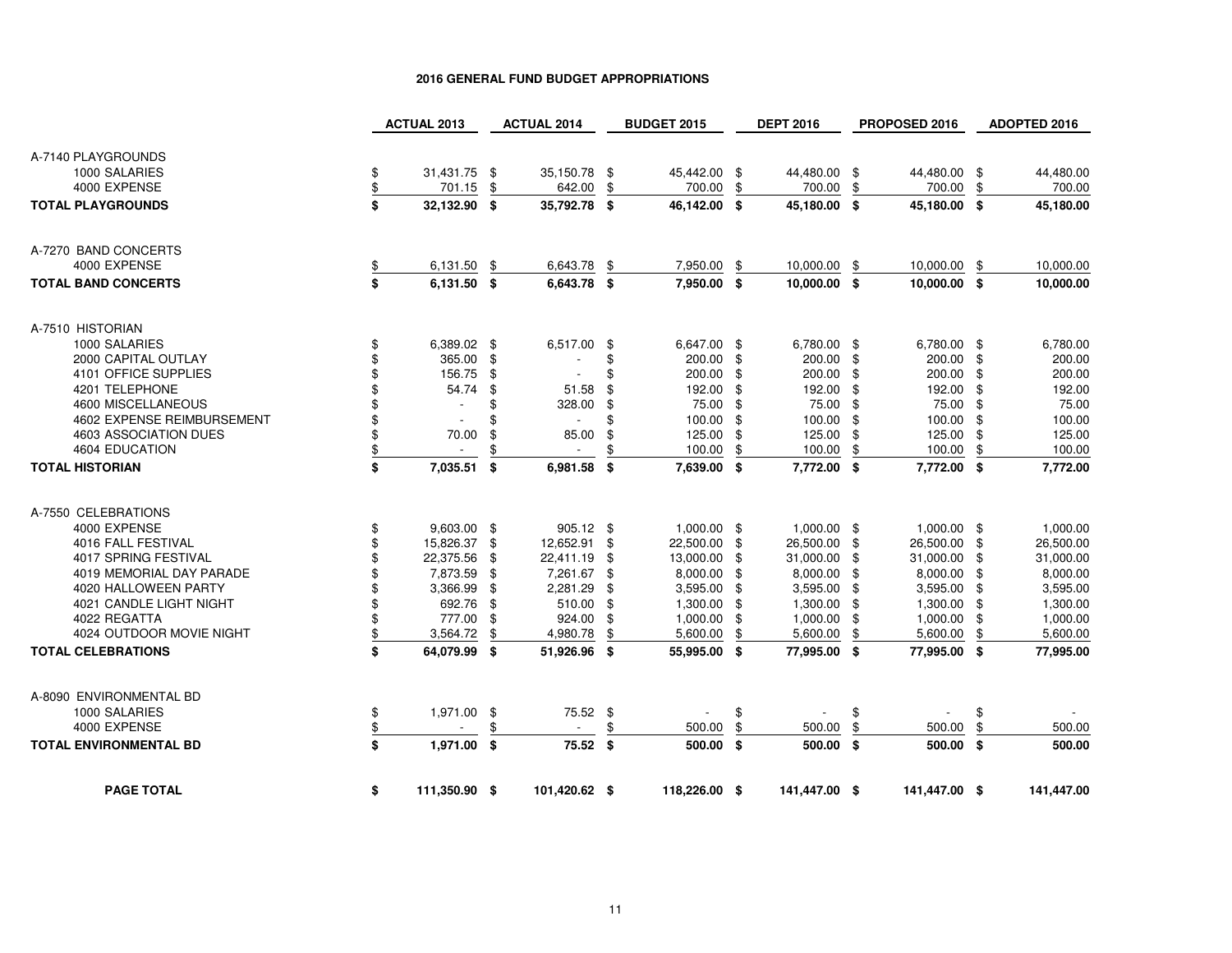## 2016 GENERAL FUND BUDGET APPROPRIATIONS

| | ACTUAL 2013 | ACTUAL 2014 | BUDGET 2015 | DEPT 2016 | PROPOSED 2016 | ADOPTED 2016 |
|---|---|---|---|---|---|---|
| A-7140 PLAYGROUNDS | | | | | | |
| 1000 SALARIES | $ 31,431.75 | $ 35,150.78 | $ 45,442.00 | $ 44,480.00 | $ 44,480.00 | $ 44,480.00 |
| 4000 EXPENSE | $ 701.15 | $ 642.00 | $ 700.00 | $ 700.00 | $ 700.00 | $ 700.00 |
| **TOTAL PLAYGROUNDS** | **$ 32,132.90** | **$ 35,792.78** | **$ 46,142.00** | **$ 45,180.00** | **$ 45,180.00** | **$ 45,180.00** |
| A-7270 BAND CONCERTS | | | | | | |
| 4000 EXPENSE | $ 6,131.50 | $ 6,643.78 | $ 7,950.00 | $ 10,000.00 | $ 10,000.00 | $ 10,000.00 |
| **TOTAL BAND CONCERTS** | **$ 6,131.50** | **$ 6,643.78** | **$ 7,950.00** | **$ 10,000.00** | **$ 10,000.00** | **$ 10,000.00** |
| A-7510 HISTORIAN | | | | | | |
| 1000 SALARIES | $ 6,389.02 | $ 6,517.00 | $ 6,647.00 | $ 6,780.00 | $ 6,780.00 | $ 6,780.00 |
| 2000 CAPITAL OUTLAY | $ 365.00 | $ - | $ 200.00 | $ 200.00 | $ 200.00 | $ 200.00 |
| 4101 OFFICE SUPPLIES | $ 156.75 | $ - | $ 200.00 | $ 200.00 | $ 200.00 | $ 200.00 |
| 4201 TELEPHONE | $ 54.74 | $ 51.58 | $ 192.00 | $ 192.00 | $ 192.00 | $ 192.00 |
| 4600 MISCELLANEOUS | $ - | $ 328.00 | $ 75.00 | $ 75.00 | $ 75.00 | $ 75.00 |
| 4602 EXPENSE REIMBURSEMENT | $ - | $ - | $ 100.00 | $ 100.00 | $ 100.00 | $ 100.00 |
| 4603 ASSOCIATION DUES | $ 70.00 | $ 85.00 | $ 125.00 | $ 125.00 | $ 125.00 | $ 125.00 |
| 4604 EDUCATION | $ - | $ - | $ 100.00 | $ 100.00 | $ 100.00 | $ 100.00 |
| **TOTAL HISTORIAN** | **$ 7,035.51** | **$ 6,981.58** | **$ 7,639.00** | **$ 7,772.00** | **$ 7,772.00** | **$ 7,772.00** |
| A-7550 CELEBRATIONS | | | | | | |
| 4000 EXPENSE | $ 9,603.00 | $ 905.12 | $ 1,000.00 | $ 1,000.00 | $ 1,000.00 | $ 1,000.00 |
| 4016 FALL FESTIVAL | $ 15,826.37 | $ 12,652.91 | $ 22,500.00 | $ 26,500.00 | $ 26,500.00 | $ 26,500.00 |
| 4017 SPRING FESTIVAL | $ 22,375.56 | $ 22,411.19 | $ 13,000.00 | $ 31,000.00 | $ 31,000.00 | $ 31,000.00 |
| 4019 MEMORIAL DAY PARADE | $ 7,873.59 | $ 7,261.67 | $ 8,000.00 | $ 8,000.00 | $ 8,000.00 | $ 8,000.00 |
| 4020 HALLOWEEN PARTY | $ 3,366.99 | $ 2,281.29 | $ 3,595.00 | $ 3,595.00 | $ 3,595.00 | $ 3,595.00 |
| 4021 CANDLE LIGHT NIGHT | $ 692.76 | $ 510.00 | $ 1,300.00 | $ 1,300.00 | $ 1,300.00 | $ 1,300.00 |
| 4022 REGATTA | $ 777.00 | $ 924.00 | $ 1,000.00 | $ 1,000.00 | $ 1,000.00 | $ 1,000.00 |
| 4024 OUTDOOR MOVIE NIGHT | $ 3,564.72 | $ 4,980.78 | $ 5,600.00 | $ 5,600.00 | $ 5,600.00 | $ 5,600.00 |
| **TOTAL CELEBRATIONS** | **$ 64,079.99** | **$ 51,926.96** | **$ 55,995.00** | **$ 77,995.00** | **$ 77,995.00** | **$ 77,995.00** |
| A-8090 ENVIRONMENTAL BD | | | | | | |
| 1000 SALARIES | $ 1,971.00 | $ 75.52 | $ - | $ - | $ - | $ - |
| 4000 EXPENSE | $ - | $ - | $ 500.00 | $ 500.00 | $ 500.00 | $ 500.00 |
| **TOTAL ENVIRONMENTAL BD** | **$ 1,971.00** | **$ 75.52** | **$ 500.00** | **$ 500.00** | **$ 500.00** | **$ 500.00** |
| **PAGE TOTAL** | **$ 111,350.90** | **$ 101,420.62** | **$ 118,226.00** | **$ 141,447.00** | **$ 141,447.00** | **$ 141,447.00** |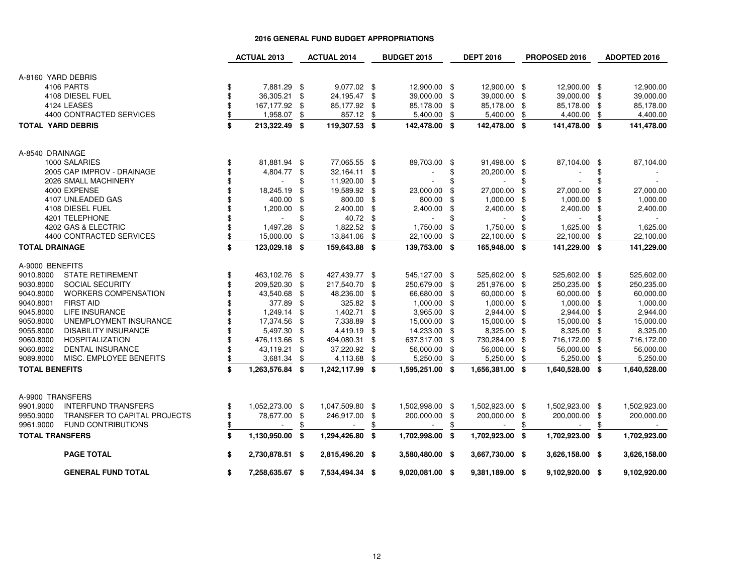## 2016 GENERAL FUND BUDGET APPROPRIATIONS

| | | ACTUAL 2013 | ACTUAL 2014 | BUDGET 2015 | DEPT 2016 | PROPOSED 2016 | ADOPTED 2016 |
|---|---|---|---|---|---|---|---|
| A-8160 YARD DEBRIS | | | | | | | |
| | 4106 PARTS | $ 7,881.29 | $ 9,077.02 | $ 12,900.00 | $ 12,900.00 | $ 12,900.00 | $ 12,900.00 |
| | 4108 DIESEL FUEL | $ 36,305.21 | $ 24,195.47 | $ 39,000.00 | $ 39,000.00 | $ 39,000.00 | $ 39,000.00 |
| | 4124 LEASES | $ 167,177.92 | $ 85,177.92 | $ 85,178.00 | $ 85,178.00 | $ 85,178.00 | $ 85,178.00 |
| | 4400 CONTRACTED SERVICES | $ 1,958.07 | $ 857.12 | $ 5,400.00 | $ 5,400.00 | $ 4,400.00 | $ 4,400.00 |
| **TOTAL YARD DEBRIS** | | **$ 213,322.49** | **$ 119,307.53** | **$ 142,478.00** | **$ 142,478.00** | **$ 141,478.00** | **$ 141,478.00** |
| A-8540 DRAINAGE | | | | | | | |
| | 1000 SALARIES | $ 81,881.94 | $ 77,065.55 | $ 89,703.00 | $ 91,498.00 | $ 87,104.00 | $ 87,104.00 |
| | 2005 CAP IMPROV - DRAINAGE | $ 4,804.77 | $ 32,164.11 | $ - | $ 20,200.00 | $ - | $ - |
| | 2026 SMALL MACHINERY | $ - | $ 11,920.00 | $ - | $ - | $ - | $ - |
| | 4000 EXPENSE | $ 18,245.19 | $ 19,589.92 | $ 23,000.00 | $ 27,000.00 | $ 27,000.00 | $ 27,000.00 |
| | 4107 UNLEADED GAS | $ 400.00 | $ 800.00 | $ 800.00 | $ 1,000.00 | $ 1,000.00 | $ 1,000.00 |
| | 4108 DIESEL FUEL | $ 1,200.00 | $ 2,400.00 | $ 2,400.00 | $ 2,400.00 | $ 2,400.00 | $ 2,400.00 |
| | 4201 TELEPHONE | $ - | $ 40.72 | $ - | $ - | $ - | $ - |
| | 4202 GAS & ELECTRIC | $ 1,497.28 | $ 1,822.52 | $ 1,750.00 | $ 1,750.00 | $ 1,625.00 | $ 1,625.00 |
| | 4400 CONTRACTED SERVICES | $ 15,000.00 | $ 13,841.06 | $ 22,100.00 | $ 22,100.00 | $ 22,100.00 | $ 22,100.00 |
| **TOTAL DRAINAGE** | | **$ 123,029.18** | **$ 159,643.88** | **$ 139,753.00** | **$ 165,948.00** | **$ 141,229.00** | **$ 141,229.00** |
| A-9000 BENEFITS | | | | | | | |
| 9010.8000 | STATE RETIREMENT | $ 463,102.76 | $ 427,439.77 | $ 545,127.00 | $ 525,602.00 | $ 525,602.00 | $ 525,602.00 |
| 9030.8000 | SOCIAL SECURITY | $ 209,520.30 | $ 217,540.70 | $ 250,679.00 | $ 251,976.00 | $ 250,235.00 | $ 250,235.00 |
| 9040.8000 | WORKERS COMPENSATION | $ 43,540.68 | $ 48,236.00 | $ 66,680.00 | $ 60,000.00 | $ 60,000.00 | $ 60,000.00 |
| 9040.8001 | FIRST AID | $ 377.89 | $ 325.82 | $ 1,000.00 | $ 1,000.00 | $ 1,000.00 | $ 1,000.00 |
| 9045.8000 | LIFE INSURANCE | $ 1,249.14 | $ 1,402.71 | $ 3,965.00 | $ 2,944.00 | $ 2,944.00 | $ 2,944.00 |
| 9050.8000 | UNEMPLOYMENT INSURANCE | $ 17,374.56 | $ 7,338.89 | $ 15,000.00 | $ 15,000.00 | $ 15,000.00 | $ 15,000.00 |
| 9055.8000 | DISABILITY INSURANCE | $ 5,497.30 | $ 4,419.19 | $ 14,233.00 | $ 8,325.00 | $ 8,325.00 | $ 8,325.00 |
| 9060.8000 | HOSPITALIZATION | $ 476,113.66 | $ 494,080.31 | $ 637,317.00 | $ 730,284.00 | $ 716,172.00 | $ 716,172.00 |
| 9060.8002 | DENTAL INSURANCE | $ 43,119.21 | $ 37,220.92 | $ 56,000.00 | $ 56,000.00 | $ 56,000.00 | $ 56,000.00 |
| 9089.8000 | MISC. EMPLOYEE BENEFITS | $ 3,681.34 | $ 4,113.68 | $ 5,250.00 | $ 5,250.00 | $ 5,250.00 | $ 5,250.00 |
| **TOTAL BENEFITS** | | **$ 1,263,576.84** | **$ 1,242,117.99** | **$ 1,595,251.00** | **$ 1,656,381.00** | **$ 1,640,528.00** | **$ 1,640,528.00** |
| A-9900 TRANSFERS | | | | | | | |
| 9901.9000 | INTERFUND TRANSFERS | $ 1,052,273.00 | $ 1,047,509.80 | $ 1,502,998.00 | $ 1,502,923.00 | $ 1,502,923.00 | $ 1,502,923.00 |
| 9950.9000 | TRANSFER TO CAPITAL PROJECTS | $ 78,677.00 | $ 246,917.00 | $ 200,000.00 | $ 200,000.00 | $ 200,000.00 | $ 200,000.00 |
| 9961.9000 | FUND CONTRIBUTIONS | $ - | $ - | $ - | $ - | $ - | $ - |
| **TOTAL TRANSFERS** | | **$ 1,130,950.00** | **$ 1,294,426.80** | **$ 1,702,998.00** | **$ 1,702,923.00** | **$ 1,702,923.00** | **$ 1,702,923.00** |
| | **PAGE TOTAL** | **$ 2,730,878.51** | **$ 2,815,496.20** | **$ 3,580,480.00** | **$ 3,667,730.00** | **$ 3,626,158.00** | **$ 3,626,158.00** |
| | **GENERAL FUND TOTAL** | **$ 7,258,635.67** | **$ 7,534,494.34** | **$ 9,020,081.00** | **$ 9,381,189.00** | **$ 9,102,920.00** | **$ 9,102,920.00** |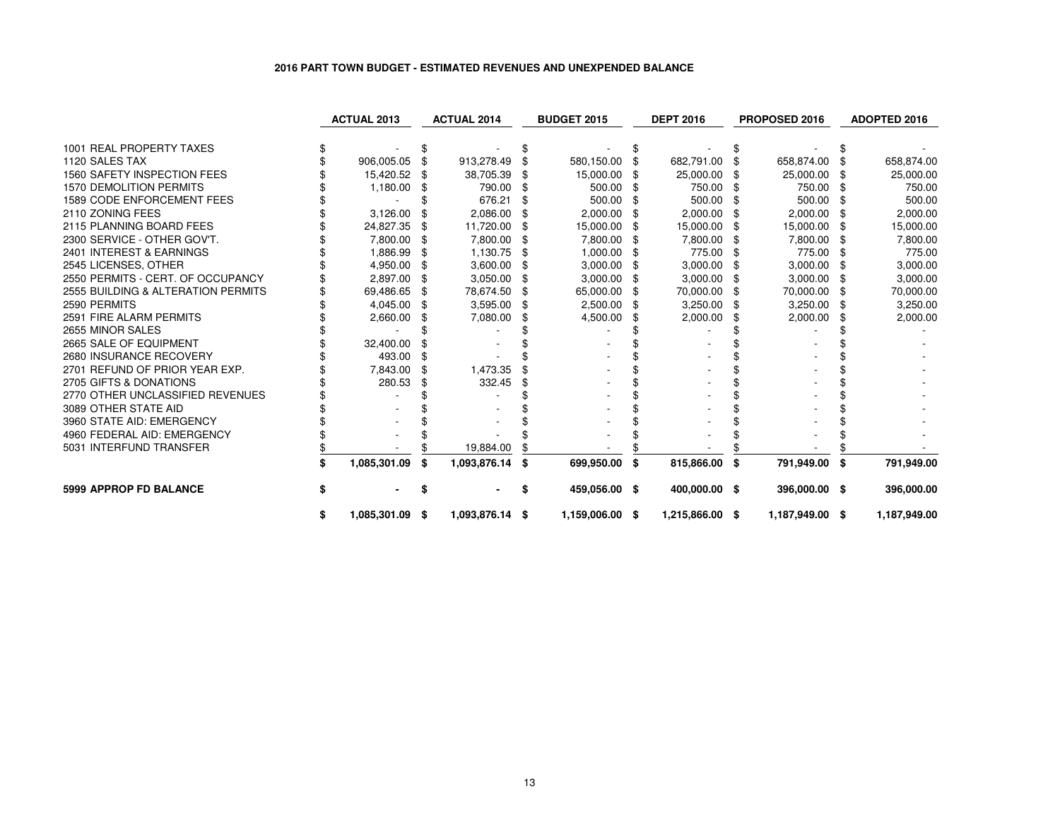**2016 PART TOWN BUDGET - ESTIMATED REVENUES AND UNEXPENDED BALANCE**

| | ACTUAL 2013 | ACTUAL 2014 | BUDGET 2015 | DEPT 2016 | PROPOSED 2016 | ADOPTED 2016 |
|---|---|---|---|---|---|---|
| 1001 REAL PROPERTY TAXES | $ - | $ - | $ - | $ - | $ - | $ - |
| 1120 SALES TAX | $ 906,005.05 | $ 913,278.49 | $ 580,150.00 | $ 682,791.00 | $ 658,874.00 | $ 658,874.00 |
| 1560 SAFETY INSPECTION FEES | $ 15,420.52 | $ 38,705.39 | $ 15,000.00 | $ 25,000.00 | $ 25,000.00 | $ 25,000.00 |
| 1570 DEMOLITION PERMITS | $ 1,180.00 | $ 790.00 | $ 500.00 | $ 750.00 | $ 750.00 | $ 750.00 |
| 1589 CODE ENFORCEMENT FEES | $ - | $ 676.21 | $ 500.00 | $ 500.00 | $ 500.00 | $ 500.00 |
| 2110 ZONING FEES | $ 3,126.00 | $ 2,086.00 | $ 2,000.00 | $ 2,000.00 | $ 2,000.00 | $ 2,000.00 |
| 2115 PLANNING BOARD FEES | $ 24,827.35 | $ 11,720.00 | $ 15,000.00 | $ 15,000.00 | $ 15,000.00 | $ 15,000.00 |
| 2300 SERVICE - OTHER GOV'T. | $ 7,800.00 | $ 7,800.00 | $ 7,800.00 | $ 7,800.00 | $ 7,800.00 | $ 7,800.00 |
| 2401 INTEREST & EARNINGS | $ 1,886.99 | $ 1,130.75 | $ 1,000.00 | $ 775.00 | $ 775.00 | $ 775.00 |
| 2545 LICENSES, OTHER | $ 4,950.00 | $ 3,600.00 | $ 3,000.00 | $ 3,000.00 | $ 3,000.00 | $ 3,000.00 |
| 2550 PERMITS - CERT. OF OCCUPANCY | $ 2,897.00 | $ 3,050.00 | $ 3,000.00 | $ 3,000.00 | $ 3,000.00 | $ 3,000.00 |
| 2555 BUILDING & ALTERATION PERMITS | $ 69,486.65 | $ 78,674.50 | $ 65,000.00 | $ 70,000.00 | $ 70,000.00 | $ 70,000.00 |
| 2590 PERMITS | $ 4,045.00 | $ 3,595.00 | $ 2,500.00 | $ 3,250.00 | $ 3,250.00 | $ 3,250.00 |
| 2591 FIRE ALARM PERMITS | $ 2,660.00 | $ 7,080.00 | $ 4,500.00 | $ 2,000.00 | $ 2,000.00 | $ 2,000.00 |
| 2655 MINOR SALES | $ - | $ - | $ - | $ - | $ - | $ - |
| 2665 SALE OF EQUIPMENT | $ 32,400.00 | $ - | $ - | $ - | $ - | $ - |
| 2680 INSURANCE RECOVERY | $ 493.00 | $ - | $ - | $ - | $ - | $ - |
| 2701 REFUND OF PRIOR YEAR EXP. | $ 7,843.00 | $ 1,473.35 | $ - | $ - | $ - | $ - |
| 2705 GIFTS & DONATIONS | $ 280.53 | $ 332.45 | $ - | $ - | $ - | $ - |
| 2770 OTHER UNCLASSIFIED REVENUES | $ - | $ - | $ - | $ - | $ - | $ - |
| 3089 OTHER STATE AID | $ - | $ - | $ - | $ - | $ - | $ - |
| 3960 STATE AID: EMERGENCY | $ - | $ - | $ - | $ - | $ - | $ - |
| 4960 FEDERAL AID: EMERGENCY | $ - | $ - | $ - | $ - | $ - | $ - |
| 5031 INTERFUND TRANSFER | $ - | $ 19,884.00 | $ - | $ - | $ - | $ - |
| | **$ 1,085,301.09** | **$ 1,093,876.14** | **$ 699,950.00** | **$ 815,866.00** | **$ 791,949.00** | **$ 791,949.00** |
| **5999 APPROP FD BALANCE** | **$ -** | **$ -** | **$ 459,056.00** | **$ 400,000.00** | **$ 396,000.00** | **$ 396,000.00** |
| | **$ 1,085,301.09** | **$ 1,093,876.14** | **$ 1,159,006.00** | **$ 1,215,866.00** | **$ 1,187,949.00** | **$ 1,187,949.00** |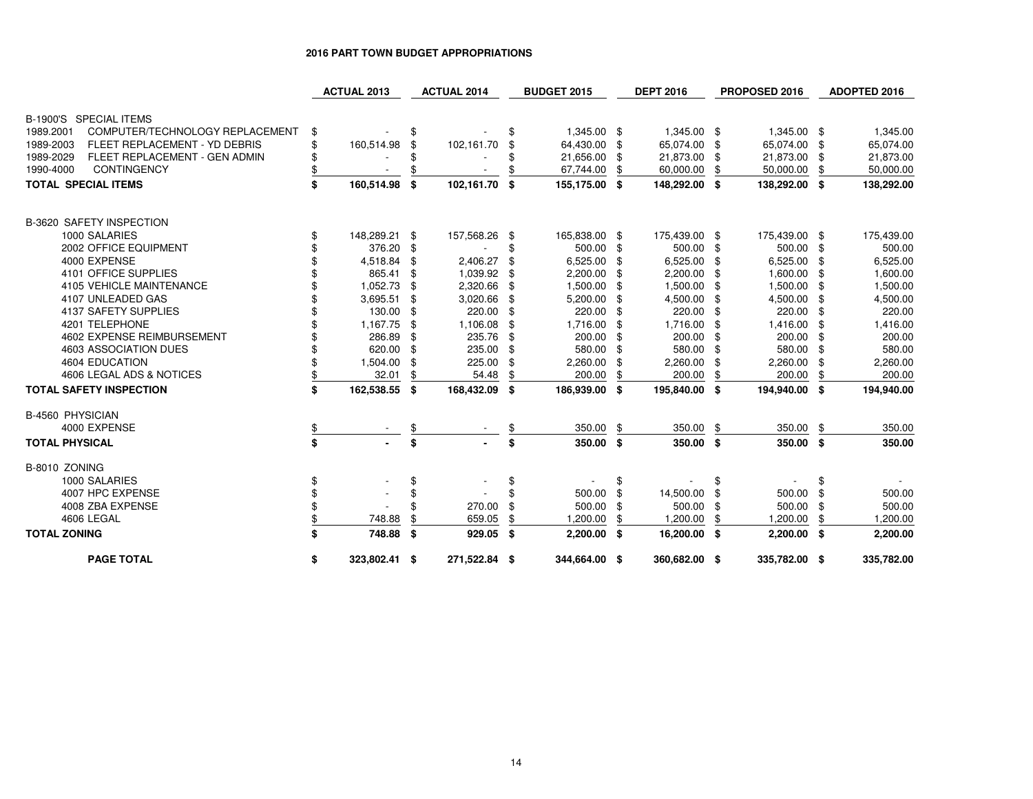## 2016 PART TOWN BUDGET APPROPRIATIONS

| | | ACTUAL 2013 | ACTUAL 2014 | BUDGET 2015 | DEPT 2016 | PROPOSED 2016 | ADOPTED 2016 |
|---|---|---|---|---|---|---|---|
| B-1900'S | SPECIAL ITEMS | | | | | | |
| 1989.2001 | COMPUTER/TECHNOLOGY REPLACEMENT | $ - | $ - | $ 1,345.00 | $ 1,345.00 | $ 1,345.00 | $ 1,345.00 |
| 1989-2003 | FLEET REPLACEMENT - YD DEBRIS | $ 160,514.98 | $ 102,161.70 | $ 64,430.00 | $ 65,074.00 | $ 65,074.00 | $ 65,074.00 |
| 1989-2029 | FLEET REPLACEMENT - GEN ADMIN | $ - | $ - | $ 21,656.00 | $ 21,873.00 | $ 21,873.00 | $ 21,873.00 |
| 1990-4000 | CONTINGENCY | $ - | $ - | $ 67,744.00 | $ 60,000.00 | $ 50,000.00 | $ 50,000.00 |
| **TOTAL SPECIAL ITEMS** | | **$ 160,514.98** | **$ 102,161.70** | **$ 155,175.00** | **$ 148,292.00** | **$ 138,292.00** | **$ 138,292.00** |
| B-3620 | SAFETY INSPECTION | | | | | | |
| | 1000 SALARIES | $ 148,289.21 | $ 157,568.26 | $ 165,838.00 | $ 175,439.00 | $ 175,439.00 | $ 175,439.00 |
| | 2002 OFFICE EQUIPMENT | $ 376.20 | $ - | $ 500.00 | $ 500.00 | $ 500.00 | $ 500.00 |
| | 4000 EXPENSE | $ 4,518.84 | $ 2,406.27 | $ 6,525.00 | $ 6,525.00 | $ 6,525.00 | $ 6,525.00 |
| | 4101 OFFICE SUPPLIES | $ 865.41 | $ 1,039.92 | $ 2,200.00 | $ 2,200.00 | $ 1,600.00 | $ 1,600.00 |
| | 4105 VEHICLE MAINTENANCE | $ 1,052.73 | $ 2,320.66 | $ 1,500.00 | $ 1,500.00 | $ 1,500.00 | $ 1,500.00 |
| | 4107 UNLEADED GAS | $ 3,695.51 | $ 3,020.66 | $ 5,200.00 | $ 4,500.00 | $ 4,500.00 | $ 4,500.00 |
| | 4137 SAFETY SUPPLIES | $ 130.00 | $ 220.00 | $ 220.00 | $ 220.00 | $ 220.00 | $ 220.00 |
| | 4201 TELEPHONE | $ 1,167.75 | $ 1,106.08 | $ 1,716.00 | $ 1,716.00 | $ 1,416.00 | $ 1,416.00 |
| | 4602 EXPENSE REIMBURSEMENT | $ 286.89 | $ 235.76 | $ 200.00 | $ 200.00 | $ 200.00 | $ 200.00 |
| | 4603 ASSOCIATION DUES | $ 620.00 | $ 235.00 | $ 580.00 | $ 580.00 | $ 580.00 | $ 580.00 |
| | 4604 EDUCATION | $ 1,504.00 | $ 225.00 | $ 2,260.00 | $ 2,260.00 | $ 2,260.00 | $ 2,260.00 |
| | 4606 LEGAL ADS & NOTICES | $ 32.01 | $ 54.48 | $ 200.00 | $ 200.00 | $ 200.00 | $ 200.00 |
| **TOTAL SAFETY INSPECTION** | | **$ 162,538.55** | **$ 168,432.09** | **$ 186,939.00** | **$ 195,840.00** | **$ 194,940.00** | **$ 194,940.00** |
| B-4560 | PHYSICIAN | | | | | | |
| | 4000 EXPENSE | $ - | $ - | $ 350.00 | $ 350.00 | $ 350.00 | $ 350.00 |
| **TOTAL PHYSICAL** | | **$ -** | **$ -** | **$ 350.00** | **$ 350.00** | **$ 350.00** | **$ 350.00** |
| B-8010 | ZONING | | | | | | |
| | 1000 SALARIES | $ - | $ - | $ - | $ - | $ - | $ - |
| | 4007 HPC EXPENSE | $ - | $ - | $ 500.00 | $ 14,500.00 | $ 500.00 | $ 500.00 |
| | 4008 ZBA EXPENSE | $ - | $ 270.00 | $ 500.00 | $ 500.00 | $ 500.00 | $ 500.00 |
| | 4606 LEGAL | $ 748.88 | $ 659.05 | $ 1,200.00 | $ 1,200.00 | $ 1,200.00 | $ 1,200.00 |
| **TOTAL ZONING** | | **$ 748.88** | **$ 929.05** | **$ 2,200.00** | **$ 16,200.00** | **$ 2,200.00** | **$ 2,200.00** |
| **PAGE TOTAL** | | **$ 323,802.41** | **$ 271,522.84** | **$ 344,664.00** | **$ 360,682.00** | **$ 335,782.00** | **$ 335,782.00** |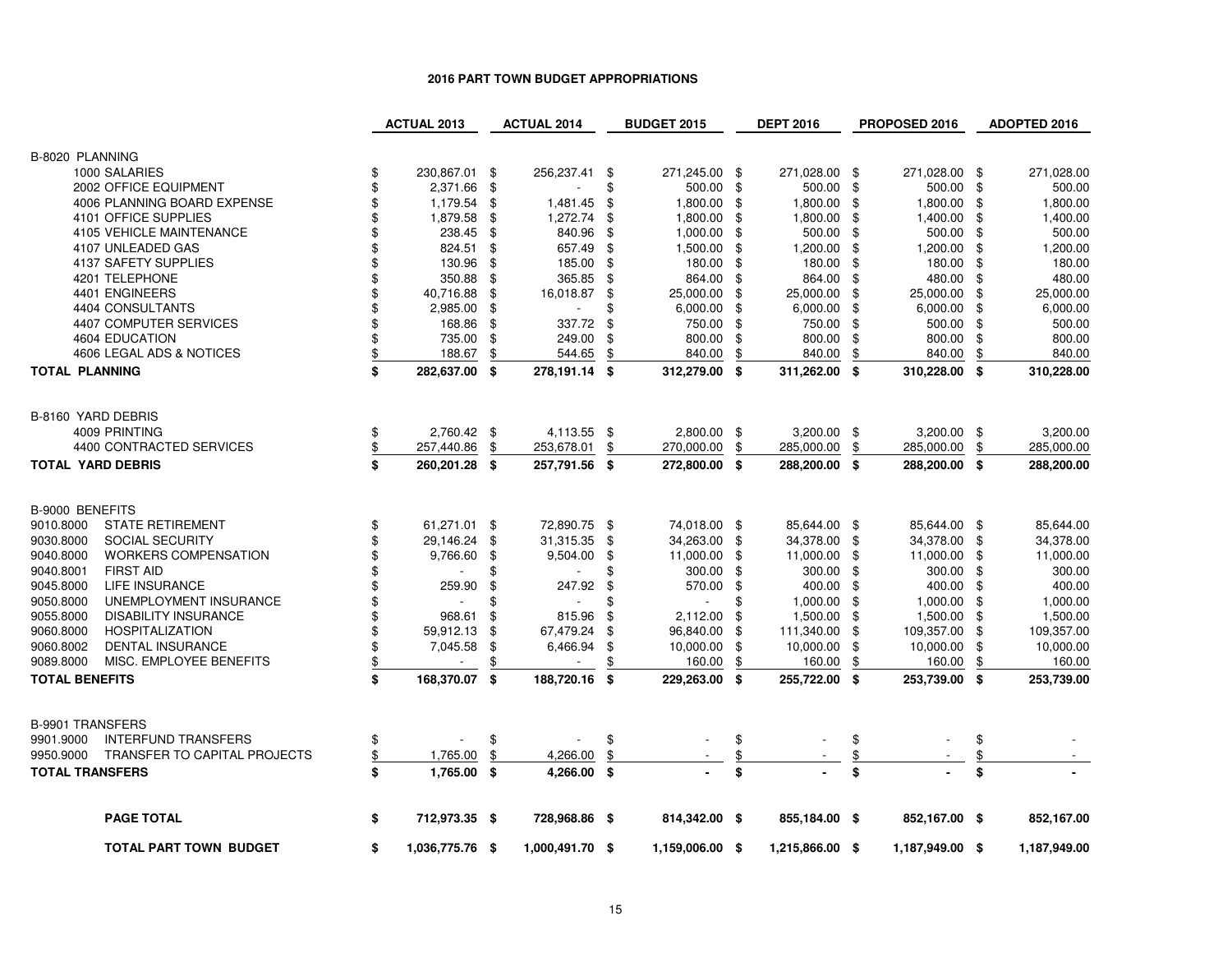# 2016 PART TOWN BUDGET APPROPRIATIONS

| | ACTUAL 2013 | ACTUAL 2014 | BUDGET 2015 | DEPT 2016 | PROPOSED 2016 | ADOPTED 2016 |
|---|---|---|---|---|---|---|
| **B-8020 PLANNING** | | | | | | |
| 1000 SALARIES | $ 230,867.01 | $ 256,237.41 | $ 271,245.00 | $ 271,028.00 | $ 271,028.00 | $ 271,028.00 |
| 2002 OFFICE EQUIPMENT | $ 2,371.66 | $ - | $ 500.00 | $ 500.00 | $ 500.00 | $ 500.00 |
| 4006 PLANNING BOARD EXPENSE | $ 1,179.54 | $ 1,481.45 | $ 1,800.00 | $ 1,800.00 | $ 1,800.00 | $ 1,800.00 |
| 4101 OFFICE SUPPLIES | $ 1,879.58 | $ 1,272.74 | $ 1,800.00 | $ 1,800.00 | $ 1,400.00 | $ 1,400.00 |
| 4105 VEHICLE MAINTENANCE | $ 238.45 | $ 840.96 | $ 1,000.00 | $ 500.00 | $ 500.00 | $ 500.00 |
| 4107 UNLEADED GAS | $ 824.51 | $ 657.49 | $ 1,500.00 | $ 1,200.00 | $ 1,200.00 | $ 1,200.00 |
| 4137 SAFETY SUPPLIES | $ 130.96 | $ 185.00 | $ 180.00 | $ 180.00 | $ 180.00 | $ 180.00 |
| 4201 TELEPHONE | $ 350.88 | $ 365.85 | $ 864.00 | $ 864.00 | $ 480.00 | $ 480.00 |
| 4401 ENGINEERS | $ 40,716.88 | $ 16,018.87 | $ 25,000.00 | $ 25,000.00 | $ 25,000.00 | $ 25,000.00 |
| 4404 CONSULTANTS | $ 2,985.00 | $ - | $ 6,000.00 | $ 6,000.00 | $ 6,000.00 | $ 6,000.00 |
| 4407 COMPUTER SERVICES | $ 168.86 | $ 337.72 | $ 750.00 | $ 750.00 | $ 500.00 | $ 500.00 |
| 4604 EDUCATION | $ 735.00 | $ 249.00 | $ 800.00 | $ 800.00 | $ 800.00 | $ 800.00 |
| 4606 LEGAL ADS & NOTICES | $ 188.67 | $ 544.65 | $ 840.00 | $ 840.00 | $ 840.00 | $ 840.00 |
| **TOTAL PLANNING** | **$ 282,637.00** | **$ 278,191.14** | **$ 312,279.00** | **$ 311,262.00** | **$ 310,228.00** | **$ 310,228.00** |
| **B-8160 YARD DEBRIS** | | | | | | |
| 4009 PRINTING | $ 2,760.42 | $ 4,113.55 | $ 2,800.00 | $ 3,200.00 | $ 3,200.00 | $ 3,200.00 |
| 4400 CONTRACTED SERVICES | $ 257,440.86 | $ 253,678.01 | $ 270,000.00 | $ 285,000.00 | $ 285,000.00 | $ 285,000.00 |
| **TOTAL YARD DEBRIS** | **$ 260,201.28** | **$ 257,791.56** | **$ 272,800.00** | **$ 288,200.00** | **$ 288,200.00** | **$ 288,200.00** |
| **B-9000 BENEFITS** | | | | | | |
| 9010.8000 STATE RETIREMENT | $ 61,271.01 | $ 72,890.75 | $ 74,018.00 | $ 85,644.00 | $ 85,644.00 | $ 85,644.00 |
| 9030.8000 SOCIAL SECURITY | $ 29,146.24 | $ 31,315.35 | $ 34,263.00 | $ 34,378.00 | $ 34,378.00 | $ 34,378.00 |
| 9040.8000 WORKERS COMPENSATION | $ 9,766.60 | $ 9,504.00 | $ 11,000.00 | $ 11,000.00 | $ 11,000.00 | $ 11,000.00 |
| 9040.8001 FIRST AID | $ - | $ - | $ 300.00 | $ 300.00 | $ 300.00 | $ 300.00 |
| 9045.8000 LIFE INSURANCE | $ 259.90 | $ 247.92 | $ 570.00 | $ 400.00 | $ 400.00 | $ 400.00 |
| 9050.8000 UNEMPLOYMENT INSURANCE | $ - | $ - | $ - | $ 1,000.00 | $ 1,000.00 | $ 1,000.00 |
| 9055.8000 DISABILITY INSURANCE | $ 968.61 | $ 815.96 | $ 2,112.00 | $ 1,500.00 | $ 1,500.00 | $ 1,500.00 |
| 9060.8000 HOSPITALIZATION | $ 59,912.13 | $ 67,479.24 | $ 96,840.00 | $ 111,340.00 | $ 109,357.00 | $ 109,357.00 |
| 9060.8002 DENTAL INSURANCE | $ 7,045.58 | $ 6,466.94 | $ 10,000.00 | $ 10,000.00 | $ 10,000.00 | $ 10,000.00 |
| 9089.8000 MISC. EMPLOYEE BENEFITS | $ - | $ - | $ 160.00 | $ 160.00 | $ 160.00 | $ 160.00 |
| **TOTAL BENEFITS** | **$ 168,370.07** | **$ 188,720.16** | **$ 229,263.00** | **$ 255,722.00** | **$ 253,739.00** | **$ 253,739.00** |
| **B-9901 TRANSFERS** | | | | | | |
| 9901.9000 INTERFUND TRANSFERS | $ - | $ - | $ - | $ - | $ - | $ - |
| 9950.9000 TRANSFER TO CAPITAL PROJECTS | $ 1,765.00 | $ 4,266.00 | $ - | $ - | $ - | $ - |
| **TOTAL TRANSFERS** | **$ 1,765.00** | **$ 4,266.00** | **$ -** | **$ -** | **$ -** | **$ -** |
| **PAGE TOTAL** | **$ 712,973.35** | **$ 728,968.86** | **$ 814,342.00** | **$ 855,184.00** | **$ 852,167.00** | **$ 852,167.00** |
| **TOTAL PART TOWN BUDGET** | **$ 1,036,775.76** | **$ 1,000,491.70** | **$ 1,159,006.00** | **$ 1,215,866.00** | **$ 1,187,949.00** | **$ 1,187,949.00** |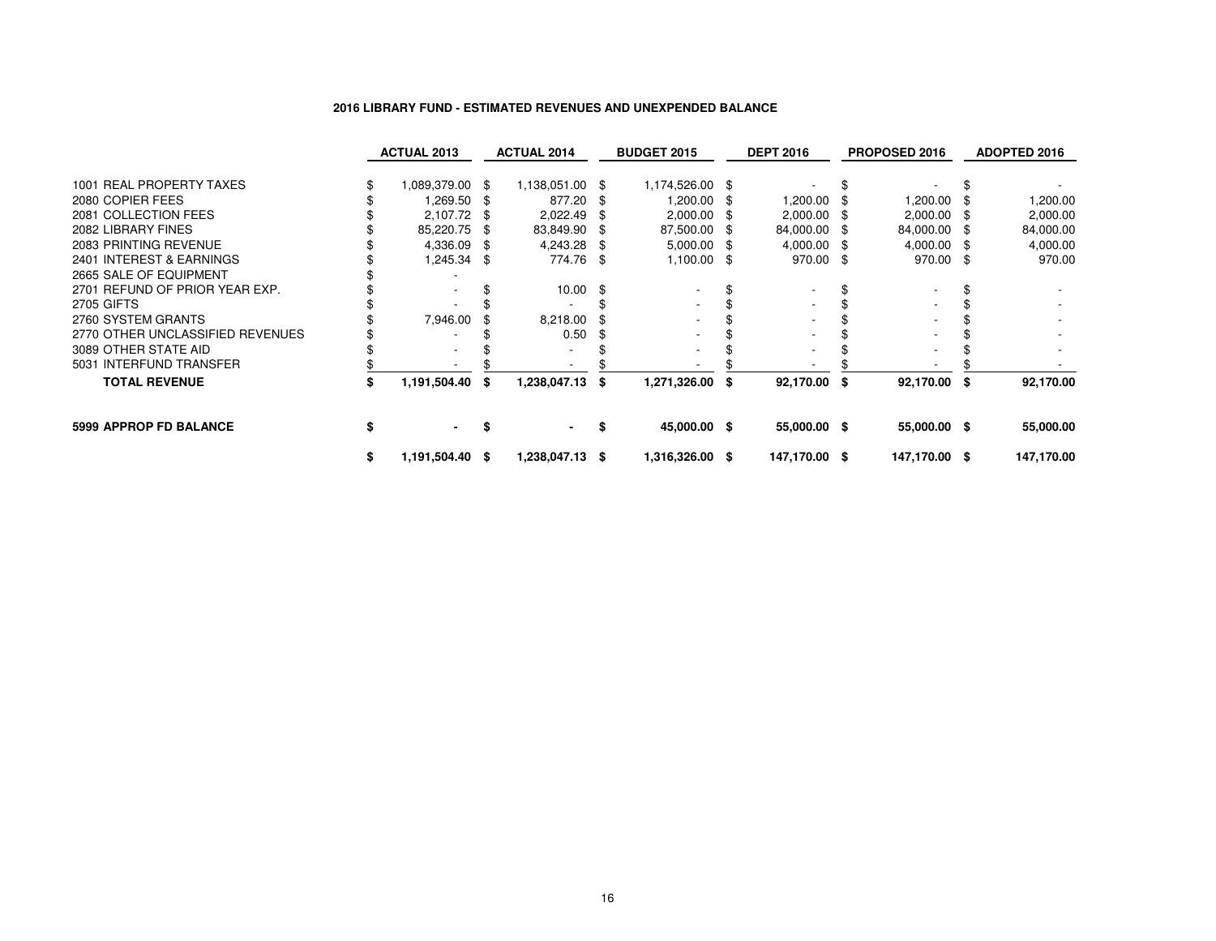**2016 LIBRARY FUND - ESTIMATED REVENUES AND UNEXPENDED BALANCE**

| | ACTUAL 2013 | ACTUAL 2014 | BUDGET 2015 | DEPT 2016 | PROPOSED 2016 | ADOPTED 2016 |
|---|---|---|---|---|---|---|
| 1001 REAL PROPERTY TAXES | $ 1,089,379.00 | $ 1,138,051.00 | $ 1,174,526.00 | $ - | $ - | $ - |
| 2080 COPIER FEES | $ 1,269.50 | $ 877.20 | $ 1,200.00 | $ 1,200.00 | $ 1,200.00 | $ 1,200.00 |
| 2081 COLLECTION FEES | $ 2,107.72 | $ 2,022.49 | $ 2,000.00 | $ 2,000.00 | $ 2,000.00 | $ 2,000.00 |
| 2082 LIBRARY FINES | $ 85,220.75 | $ 83,849.90 | $ 87,500.00 | $ 84,000.00 | $ 84,000.00 | $ 84,000.00 |
| 2083 PRINTING REVENUE | $ 4,336.09 | $ 4,243.28 | $ 5,000.00 | $ 4,000.00 | $ 4,000.00 | $ 4,000.00 |
| 2401 INTEREST & EARNINGS | $ 1,245.34 | $ 774.76 | $ 1,100.00 | $ 970.00 | $ 970.00 | $ 970.00 |
| 2665 SALE OF EQUIPMENT | $ - | | | | | |
| 2701 REFUND OF PRIOR YEAR EXP. | $ - | $ 10.00 | $ - | $ - | $ - | $ - |
| 2705 GIFTS | $ - | $ - | $ - | $ - | $ - | $ - |
| 2760 SYSTEM GRANTS | $ 7,946.00 | $ 8,218.00 | $ - | $ - | $ - | $ - |
| 2770 OTHER UNCLASSIFIED REVENUES | $ - | $ 0.50 | $ - | $ - | $ - | $ - |
| 3089 OTHER STATE AID | $ - | $ - | $ - | $ - | $ - | $ - |
| 5031 INTERFUND TRANSFER | $ - | $ - | $ - | $ - | $ - | $ - |
| **TOTAL REVENUE** | **$ 1,191,504.40** | **$ 1,238,047.13** | **$ 1,271,326.00** | **$ 92,170.00** | **$ 92,170.00** | **$ 92,170.00** |
| **5999 APPROP FD BALANCE** | **$ -** | **$ -** | **$ 45,000.00** | **$ 55,000.00** | **$ 55,000.00** | **$ 55,000.00** |
| | **$ 1,191,504.40** | **$ 1,238,047.13** | **$ 1,316,326.00** | **$ 147,170.00** | **$ 147,170.00** | **$ 147,170.00** |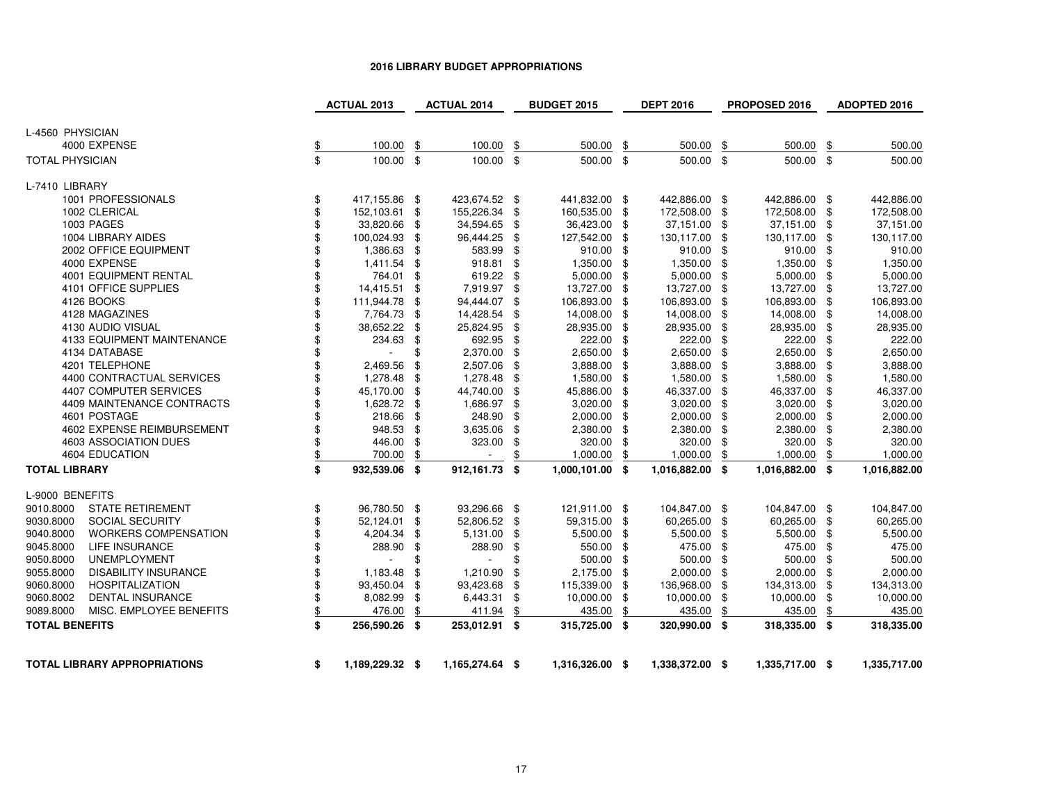## 2016 LIBRARY BUDGET APPROPRIATIONS

| | ACTUAL 2013 | ACTUAL 2014 | BUDGET 2015 | DEPT 2016 | PROPOSED 2016 | ADOPTED 2016 |
|---|---|---|---|---|---|---|
| **L-4560 PHYSICIAN** | | | | | | |
| 4000 EXPENSE | $ 100.00 | $ 100.00 | $ 500.00 | $ 500.00 | $ 500.00 | $ 500.00 |
| **TOTAL PHYSICIAN** | $ 100.00 | $ 100.00 | $ 500.00 | $ 500.00 | $ 500.00 | $ 500.00 |
| **L-7410 LIBRARY** | | | | | | |
| 1001 PROFESSIONALS | $ 417,155.86 | $ 423,674.52 | $ 441,832.00 | $ 442,886.00 | $ 442,886.00 | $ 442,886.00 |
| 1002 CLERICAL | $ 152,103.61 | $ 155,226.34 | $ 160,535.00 | $ 172,508.00 | $ 172,508.00 | $ 172,508.00 |
| 1003 PAGES | $ 33,820.66 | $ 34,594.65 | $ 36,423.00 | $ 37,151.00 | $ 37,151.00 | $ 37,151.00 |
| 1004 LIBRARY AIDES | $ 100,024.93 | $ 96,444.25 | $ 127,542.00 | $ 130,117.00 | $ 130,117.00 | $ 130,117.00 |
| 2002 OFFICE EQUIPMENT | $ 1,386.63 | $ 583.99 | $ 910.00 | $ 910.00 | $ 910.00 | $ 910.00 |
| 4000 EXPENSE | $ 1,411.54 | $ 918.81 | $ 1,350.00 | $ 1,350.00 | $ 1,350.00 | $ 1,350.00 |
| 4001 EQUIPMENT RENTAL | $ 764.01 | $ 619.22 | $ 5,000.00 | $ 5,000.00 | $ 5,000.00 | $ 5,000.00 |
| 4101 OFFICE SUPPLIES | $ 14,415.51 | $ 7,919.97 | $ 13,727.00 | $ 13,727.00 | $ 13,727.00 | $ 13,727.00 |
| 4126 BOOKS | $ 111,944.78 | $ 94,444.07 | $ 106,893.00 | $ 106,893.00 | $ 106,893.00 | $ 106,893.00 |
| 4128 MAGAZINES | $ 7,764.73 | $ 14,428.54 | $ 14,008.00 | $ 14,008.00 | $ 14,008.00 | $ 14,008.00 |
| 4130 AUDIO VISUAL | $ 38,652.22 | $ 25,824.95 | $ 28,935.00 | $ 28,935.00 | $ 28,935.00 | $ 28,935.00 |
| 4133 EQUIPMENT MAINTENANCE | $ 234.63 | $ 692.95 | $ 222.00 | $ 222.00 | $ 222.00 | $ 222.00 |
| 4134 DATABASE | $ - | $ 2,370.00 | $ 2,650.00 | $ 2,650.00 | $ 2,650.00 | $ 2,650.00 |
| 4201 TELEPHONE | $ 2,469.56 | $ 2,507.06 | $ 3,888.00 | $ 3,888.00 | $ 3,888.00 | $ 3,888.00 |
| 4400 CONTRACTUAL SERVICES | $ 1,278.48 | $ 1,278.48 | $ 1,580.00 | $ 1,580.00 | $ 1,580.00 | $ 1,580.00 |
| 4407 COMPUTER SERVICES | $ 45,170.00 | $ 44,740.00 | $ 45,886.00 | $ 46,337.00 | $ 46,337.00 | $ 46,337.00 |
| 4409 MAINTENANCE CONTRACTS | $ 1,628.72 | $ 1,686.97 | $ 3,020.00 | $ 3,020.00 | $ 3,020.00 | $ 3,020.00 |
| 4601 POSTAGE | $ 218.66 | $ 248.90 | $ 2,000.00 | $ 2,000.00 | $ 2,000.00 | $ 2,000.00 |
| 4602 EXPENSE REIMBURSEMENT | $ 948.53 | $ 3,635.06 | $ 2,380.00 | $ 2,380.00 | $ 2,380.00 | $ 2,380.00 |
| 4603 ASSOCIATION DUES | $ 446.00 | $ 323.00 | $ 320.00 | $ 320.00 | $ 320.00 | $ 320.00 |
| 4604 EDUCATION | $ 700.00 | $ - | $ 1,000.00 | $ 1,000.00 | $ 1,000.00 | $ 1,000.00 |
| **TOTAL LIBRARY** | **$ 932,539.06** | **$ 912,161.73** | **$ 1,000,101.00** | **$ 1,016,882.00** | **$ 1,016,882.00** | **$ 1,016,882.00** |
| **L-9000 BENEFITS** | | | | | | |
| 9010.8000 STATE RETIREMENT | $ 96,780.50 | $ 93,296.66 | $ 121,911.00 | $ 104,847.00 | $ 104,847.00 | $ 104,847.00 |
| 9030.8000 SOCIAL SECURITY | $ 52,124.01 | $ 52,806.52 | $ 59,315.00 | $ 60,265.00 | $ 60,265.00 | $ 60,265.00 |
| 9040.8000 WORKERS COMPENSATION | $ 4,204.34 | $ 5,131.00 | $ 5,500.00 | $ 5,500.00 | $ 5,500.00 | $ 5,500.00 |
| 9045.8000 LIFE INSURANCE | $ 288.90 | $ 288.90 | $ 550.00 | $ 475.00 | $ 475.00 | $ 475.00 |
| 9050.8000 UNEMPLOYMENT | $ - | $ - | $ 500.00 | $ 500.00 | $ 500.00 | $ 500.00 |
| 9055.8000 DISABILITY INSURANCE | $ 1,183.48 | $ 1,210.90 | $ 2,175.00 | $ 2,000.00 | $ 2,000.00 | $ 2,000.00 |
| 9060.8000 HOSPITALIZATION | $ 93,450.04 | $ 93,423.68 | $ 115,339.00 | $ 136,968.00 | $ 134,313.00 | $ 134,313.00 |
| 9060.8002 DENTAL INSURANCE | $ 8,082.99 | $ 6,443.31 | $ 10,000.00 | $ 10,000.00 | $ 10,000.00 | $ 10,000.00 |
| 9089.8000 MISC. EMPLOYEE BENEFITS | $ 476.00 | $ 411.94 | $ 435.00 | $ 435.00 | $ 435.00 | $ 435.00 |
| **TOTAL BENEFITS** | **$ 256,590.26** | **$ 253,012.91** | **$ 315,725.00** | **$ 320,990.00** | **$ 318,335.00** | **$ 318,335.00** |
| **TOTAL LIBRARY APPROPRIATIONS** | **$ 1,189,229.32** | **$ 1,165,274.64** | **$ 1,316,326.00** | **$ 1,338,372.00** | **$ 1,335,717.00** | **$ 1,335,717.00** |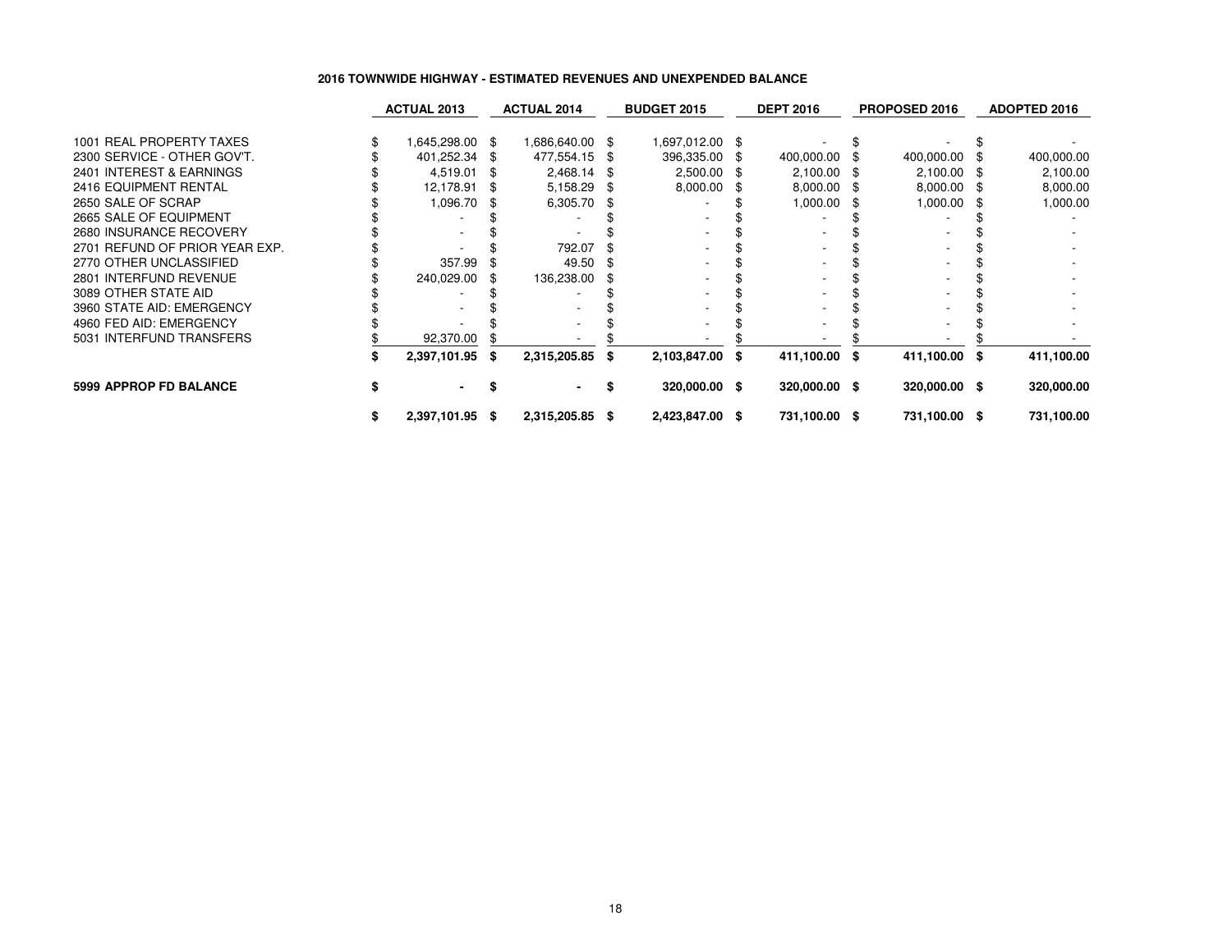#### 2016 TOWNWIDE HIGHWAY - ESTIMATED REVENUES AND UNEXPENDED BALANCE

| | ACTUAL 2013 | ACTUAL 2014 | BUDGET 2015 | DEPT 2016 | PROPOSED 2016 | ADOPTED 2016 |
|---|---|---|---|---|---|---|
| 1001 REAL PROPERTY TAXES | $ 1,645,298.00 | $ 1,686,640.00 | $ 1,697,012.00 | $ - | $ - | $ - |
| 2300 SERVICE - OTHER GOV'T. | $ 401,252.34 | $ 477,554.15 | $ 396,335.00 | $ 400,000.00 | $ 400,000.00 | $ 400,000.00 |
| 2401 INTEREST & EARNINGS | $ 4,519.01 | $ 2,468.14 | $ 2,500.00 | $ 2,100.00 | $ 2,100.00 | $ 2,100.00 |
| 2416 EQUIPMENT RENTAL | $ 12,178.91 | $ 5,158.29 | $ 8,000.00 | $ 8,000.00 | $ 8,000.00 | $ 8,000.00 |
| 2650 SALE OF SCRAP | $ 1,096.70 | $ 6,305.70 | $ - | $ 1,000.00 | $ 1,000.00 | $ 1,000.00 |
| 2665 SALE OF EQUIPMENT | $ - | $ - | $ - | $ - | $ - | $ - |
| 2680 INSURANCE RECOVERY | $ - | $ - | $ - | $ - | $ - | $ - |
| 2701 REFUND OF PRIOR YEAR EXP. | $ - | $ 792.07 | $ - | $ - | $ - | $ - |
| 2770 OTHER UNCLASSIFIED | $ 357.99 | $ 49.50 | $ - | $ - | $ - | $ - |
| 2801 INTERFUND REVENUE | $ 240,029.00 | $ 136,238.00 | $ - | $ - | $ - | $ - |
| 3089 OTHER STATE AID | $ - | $ - | $ - | $ - | $ - | $ - |
| 3960 STATE AID: EMERGENCY | $ - | $ - | $ - | $ - | $ - | $ - |
| 4960 FED AID: EMERGENCY | $ - | $ - | $ - | $ - | $ - | $ - |
| 5031 INTERFUND TRANSFERS | $ 92,370.00 | $ - | $ - | $ - | $ - | $ - |
| | **$ 2,397,101.95** | **$ 2,315,205.85** | **$ 2,103,847.00** | **$ 411,100.00** | **$ 411,100.00** | **$ 411,100.00** |
| **5999 APPROP FD BALANCE** | **$ -** | **$ -** | **$ 320,000.00** | **$ 320,000.00** | **$ 320,000.00** | **$ 320,000.00** |
| | **$ 2,397,101.95** | **$ 2,315,205.85** | **$ 2,423,847.00** | **$ 731,100.00** | **$ 731,100.00** | **$ 731,100.00** |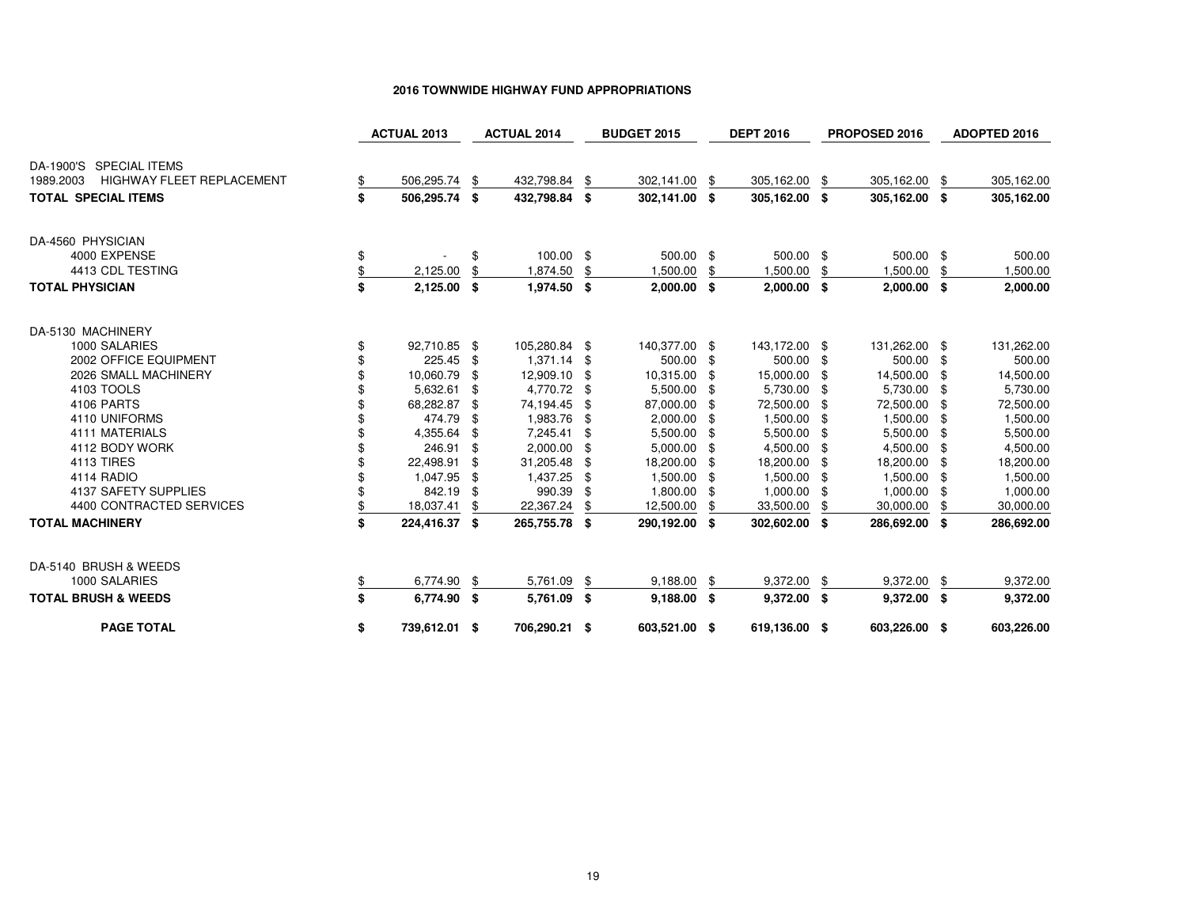## 2016 TOWNWIDE HIGHWAY FUND APPROPRIATIONS

| | ACTUAL 2013 | ACTUAL 2014 | BUDGET 2015 | DEPT 2016 | PROPOSED 2016 | ADOPTED 2016 |
|---|---|---|---|---|---|---|
| DA-1900'S SPECIAL ITEMS | | | | | | |
| 1989.2003 HIGHWAY FLEET REPLACEMENT | $ 506,295.74 | $ 432,798.84 | $ 302,141.00 | $ 305,162.00 | $ 305,162.00 | $ 305,162.00 |
| **TOTAL SPECIAL ITEMS** | **$ 506,295.74** | **$ 432,798.84** | **$ 302,141.00** | **$ 305,162.00** | **$ 305,162.00** | **$ 305,162.00** |
| DA-4560 PHYSICIAN | | | | | | |
| 4000 EXPENSE | $ - | $ 100.00 | $ 500.00 | $ 500.00 | $ 500.00 | $ 500.00 |
| 4413 CDL TESTING | $ 2,125.00 | $ 1,874.50 | $ 1,500.00 | $ 1,500.00 | $ 1,500.00 | $ 1,500.00 |
| **TOTAL PHYSICIAN** | **$ 2,125.00** | **$ 1,974.50** | **$ 2,000.00** | **$ 2,000.00** | **$ 2,000.00** | **$ 2,000.00** |
| DA-5130 MACHINERY | | | | | | |
| 1000 SALARIES | $ 92,710.85 | $ 105,280.84 | $ 140,377.00 | $ 143,172.00 | $ 131,262.00 | $ 131,262.00 |
| 2002 OFFICE EQUIPMENT | $ 225.45 | $ 1,371.14 | $ 500.00 | $ 500.00 | $ 500.00 | $ 500.00 |
| 2026 SMALL MACHINERY | $ 10,060.79 | $ 12,909.10 | $ 10,315.00 | $ 15,000.00 | $ 14,500.00 | $ 14,500.00 |
| 4103 TOOLS | $ 5,632.61 | $ 4,770.72 | $ 5,500.00 | $ 5,730.00 | $ 5,730.00 | $ 5,730.00 |
| 4106 PARTS | $ 68,282.87 | $ 74,194.45 | $ 87,000.00 | $ 72,500.00 | $ 72,500.00 | $ 72,500.00 |
| 4110 UNIFORMS | $ 474.79 | $ 1,983.76 | $ 2,000.00 | $ 1,500.00 | $ 1,500.00 | $ 1,500.00 |
| 4111 MATERIALS | $ 4,355.64 | $ 7,245.41 | $ 5,500.00 | $ 5,500.00 | $ 5,500.00 | $ 5,500.00 |
| 4112 BODY WORK | $ 246.91 | $ 2,000.00 | $ 5,000.00 | $ 4,500.00 | $ 4,500.00 | $ 4,500.00 |
| 4113 TIRES | $ 22,498.91 | $ 31,205.48 | $ 18,200.00 | $ 18,200.00 | $ 18,200.00 | $ 18,200.00 |
| 4114 RADIO | $ 1,047.95 | $ 1,437.25 | $ 1,500.00 | $ 1,500.00 | $ 1,500.00 | $ 1,500.00 |
| 4137 SAFETY SUPPLIES | $ 842.19 | $ 990.39 | $ 1,800.00 | $ 1,000.00 | $ 1,000.00 | $ 1,000.00 |
| 4400 CONTRACTED SERVICES | $ 18,037.41 | $ 22,367.24 | $ 12,500.00 | $ 33,500.00 | $ 30,000.00 | $ 30,000.00 |
| **TOTAL MACHINERY** | **$ 224,416.37** | **$ 265,755.78** | **$ 290,192.00** | **$ 302,602.00** | **$ 286,692.00** | **$ 286,692.00** |
| DA-5140 BRUSH & WEEDS | | | | | | |
| 1000 SALARIES | $ 6,774.90 | $ 5,761.09 | $ 9,188.00 | $ 9,372.00 | $ 9,372.00 | $ 9,372.00 |
| **TOTAL BRUSH & WEEDS** | **$ 6,774.90** | **$ 5,761.09** | **$ 9,188.00** | **$ 9,372.00** | **$ 9,372.00** | **$ 9,372.00** |
| **PAGE TOTAL** | **$ 739,612.01** | **$ 706,290.21** | **$ 603,521.00** | **$ 619,136.00** | **$ 603,226.00** | **$ 603,226.00** |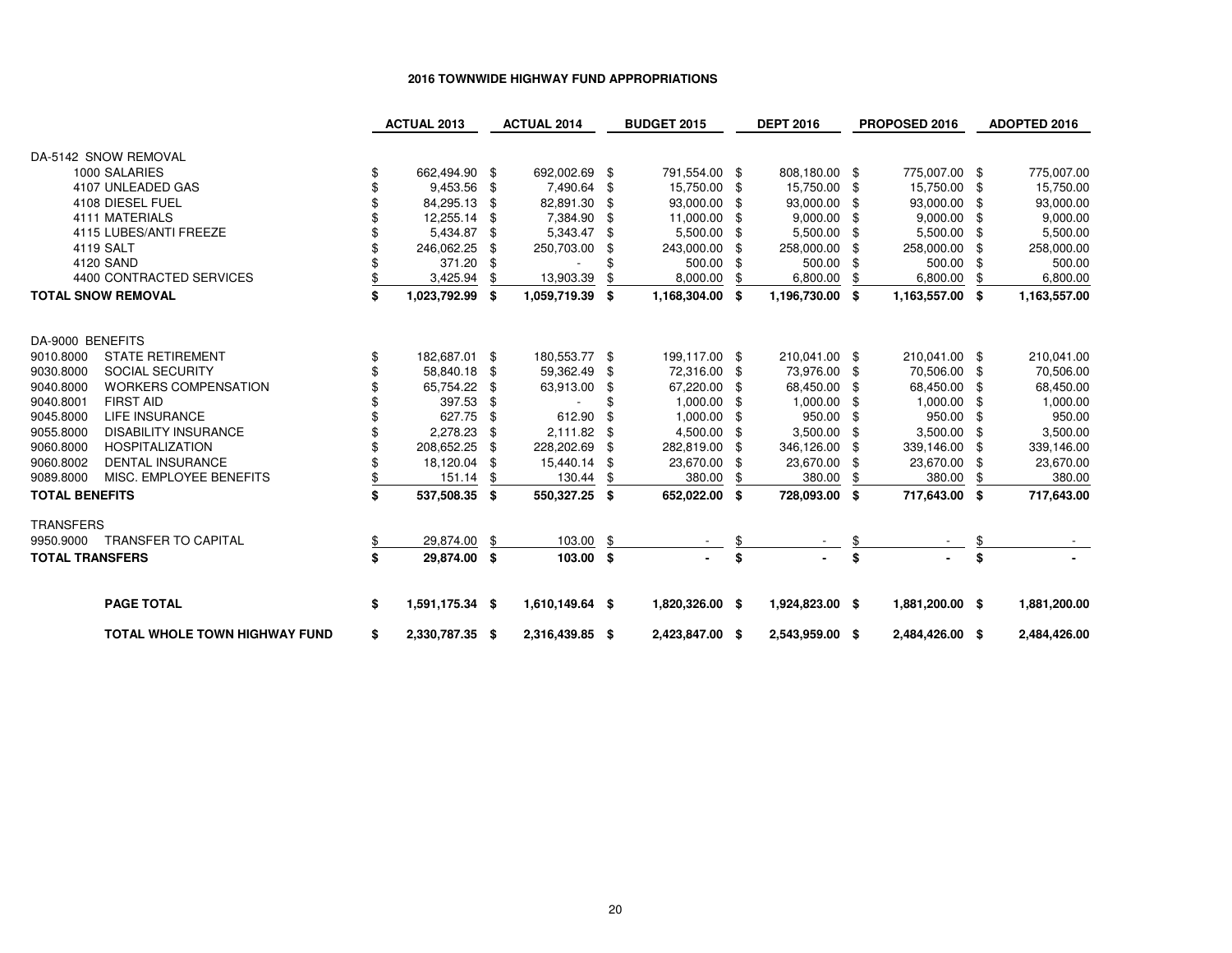# 2016 TOWNWIDE HIGHWAY FUND APPROPRIATIONS

| | | ACTUAL 2013 | ACTUAL 2014 | BUDGET 2015 | DEPT 2016 | PROPOSED 2016 | ADOPTED 2016 |
|---|---|---|---|---|---|---|---|
| DA-5142 SNOW REMOVAL | | | | | | | |
| | 1000 SALARIES | $ 662,494.90 | $ 692,002.69 | $ 791,554.00 | $ 808,180.00 | $ 775,007.00 | $ 775,007.00 |
| | 4107 UNLEADED GAS | $ 9,453.56 | $ 7,490.64 | $ 15,750.00 | $ 15,750.00 | $ 15,750.00 | $ 15,750.00 |
| | 4108 DIESEL FUEL | $ 84,295.13 | $ 82,891.30 | $ 93,000.00 | $ 93,000.00 | $ 93,000.00 | $ 93,000.00 |
| | 4111 MATERIALS | $ 12,255.14 | $ 7,384.90 | $ 11,000.00 | $ 9,000.00 | $ 9,000.00 | $ 9,000.00 |
| | 4115 LUBES/ANTI FREEZE | $ 5,434.87 | $ 5,343.47 | $ 5,500.00 | $ 5,500.00 | $ 5,500.00 | $ 5,500.00 |
| | 4119 SALT | $ 246,062.25 | $ 250,703.00 | $ 243,000.00 | $ 258,000.00 | $ 258,000.00 | $ 258,000.00 |
| | 4120 SAND | $ 371.20 | $ - | $ 500.00 | $ 500.00 | $ 500.00 | $ 500.00 |
| | 4400 CONTRACTED SERVICES | $ 3,425.94 | $ 13,903.39 | $ 8,000.00 | $ 6,800.00 | $ 6,800.00 | $ 6,800.00 |
| **TOTAL SNOW REMOVAL** | | **$ 1,023,792.99** | **$ 1,059,719.39** | **$ 1,168,304.00** | **$ 1,196,730.00** | **$ 1,163,557.00** | **$ 1,163,557.00** |
| DA-9000 BENEFITS | | | | | | | |
| 9010.8000 | STATE RETIREMENT | $ 182,687.01 | $ 180,553.77 | $ 199,117.00 | $ 210,041.00 | $ 210,041.00 | $ 210,041.00 |
| 9030.8000 | SOCIAL SECURITY | $ 58,840.18 | $ 59,362.49 | $ 72,316.00 | $ 73,976.00 | $ 70,506.00 | $ 70,506.00 |
| 9040.8000 | WORKERS COMPENSATION | $ 65,754.22 | $ 63,913.00 | $ 67,220.00 | $ 68,450.00 | $ 68,450.00 | $ 68,450.00 |
| 9040.8001 | FIRST AID | $ 397.53 | $ - | $ 1,000.00 | $ 1,000.00 | $ 1,000.00 | $ 1,000.00 |
| 9045.8000 | LIFE INSURANCE | $ 627.75 | $ 612.90 | $ 1,000.00 | $ 950.00 | $ 950.00 | $ 950.00 |
| 9055.8000 | DISABILITY INSURANCE | $ 2,278.23 | $ 2,111.82 | $ 4,500.00 | $ 3,500.00 | $ 3,500.00 | $ 3,500.00 |
| 9060.8000 | HOSPITALIZATION | $ 208,652.25 | $ 228,202.69 | $ 282,819.00 | $ 346,126.00 | $ 339,146.00 | $ 339,146.00 |
| 9060.8002 | DENTAL INSURANCE | $ 18,120.04 | $ 15,440.14 | $ 23,670.00 | $ 23,670.00 | $ 23,670.00 | $ 23,670.00 |
| 9089.8000 | MISC. EMPLOYEE BENEFITS | $ 151.14 | $ 130.44 | $ 380.00 | $ 380.00 | $ 380.00 | $ 380.00 |
| **TOTAL BENEFITS** | | **$ 537,508.35** | **$ 550,327.25** | **$ 652,022.00** | **$ 728,093.00** | **$ 717,643.00** | **$ 717,643.00** |
| TRANSFERS | | | | | | | |
| 9950.9000 | TRANSFER TO CAPITAL | $ 29,874.00 | $ 103.00 | $ - | $ - | $ - | $ - |
| **TOTAL TRANSFERS** | | **$ 29,874.00** | **$ 103.00** | **$ -** | **$ -** | **$ -** | **$ -** |
| | **PAGE TOTAL** | **$ 1,591,175.34** | **$ 1,610,149.64** | **$ 1,820,326.00** | **$ 1,924,823.00** | **$ 1,881,200.00** | **$ 1,881,200.00** |
| | **TOTAL WHOLE TOWN HIGHWAY FUND** | **$ 2,330,787.35** | **$ 2,316,439.85** | **$ 2,423,847.00** | **$ 2,543,959.00** | **$ 2,484,426.00** | **$ 2,484,426.00** |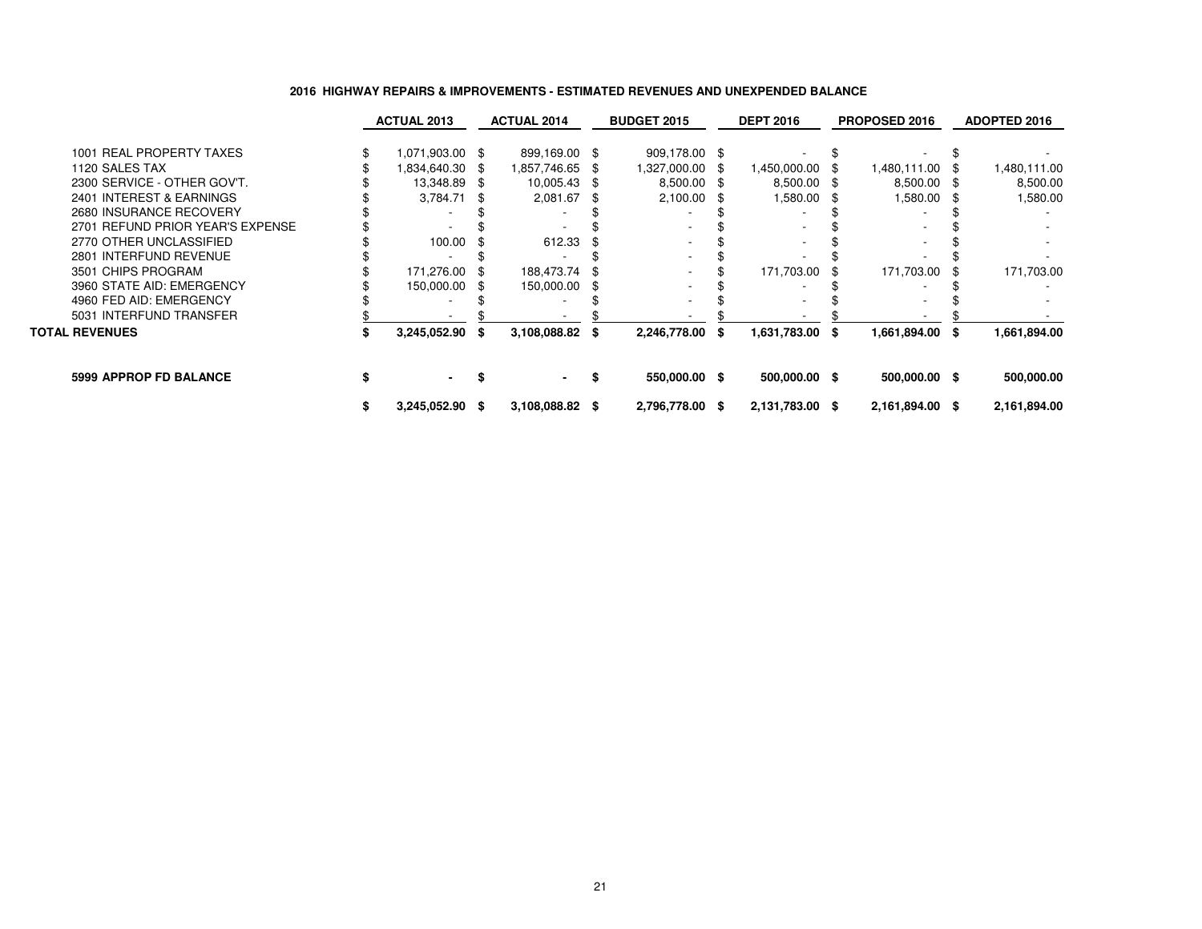**2016 HIGHWAY REPAIRS & IMPROVEMENTS - ESTIMATED REVENUES AND UNEXPENDED BALANCE**

| | ACTUAL 2013 | ACTUAL 2014 | BUDGET 2015 | DEPT 2016 | PROPOSED 2016 | ADOPTED 2016 |
|---|---|---|---|---|---|---|
| 1001 REAL PROPERTY TAXES | $ 1,071,903.00 | $ 899,169.00 | $ 909,178.00 | $ - | $ - | $ - |
| 1120 SALES TAX | $ 1,834,640.30 | $ 1,857,746.65 | $ 1,327,000.00 | $ 1,450,000.00 | $ 1,480,111.00 | $ 1,480,111.00 |
| 2300 SERVICE - OTHER GOV'T. | $ 13,348.89 | $ 10,005.43 | $ 8,500.00 | $ 8,500.00 | $ 8,500.00 | $ 8,500.00 |
| 2401 INTEREST & EARNINGS | $ 3,784.71 | $ 2,081.67 | $ 2,100.00 | $ 1,580.00 | $ 1,580.00 | $ 1,580.00 |
| 2680 INSURANCE RECOVERY | $ - | $ - | $ - | $ - | $ - | $ - |
| 2701 REFUND PRIOR YEAR'S EXPENSE | $ - | $ - | $ - | $ - | $ - | $ - |
| 2770 OTHER UNCLASSIFIED | $ 100.00 | $ 612.33 | $ - | $ - | $ - | $ - |
| 2801 INTERFUND REVENUE | $ - | $ - | $ - | $ - | $ - | $ - |
| 3501 CHIPS PROGRAM | $ 171,276.00 | $ 188,473.74 | $ - | $ 171,703.00 | $ 171,703.00 | $ 171,703.00 |
| 3960 STATE AID: EMERGENCY | $ 150,000.00 | $ 150,000.00 | $ - | $ - | $ - | $ - |
| 4960 FED AID: EMERGENCY | $ - | $ - | $ - | $ - | $ - | $ - |
| 5031 INTERFUND TRANSFER | $ - | $ - | $ - | $ - | $ - | $ - |
| **TOTAL REVENUES** | **$ 3,245,052.90** | **$ 3,108,088.82** | **$ 2,246,778.00** | **$ 1,631,783.00** | **$ 1,661,894.00** | **$ 1,661,894.00** |
| **5999 APPROP FD BALANCE** | **$ -** | **$ -** | **$ 550,000.00** | **$ 500,000.00** | **$ 500,000.00** | **$ 500,000.00** |
| | **$ 3,245,052.90** | **$ 3,108,088.82** | **$ 2,796,778.00** | **$ 2,131,783.00** | **$ 2,161,894.00** | **$ 2,161,894.00** |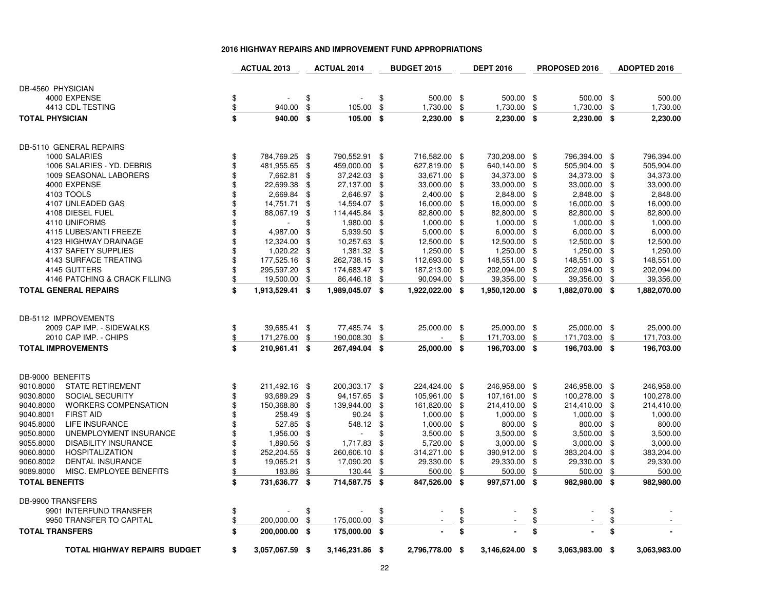## 2016 HIGHWAY REPAIRS AND IMPROVEMENT FUND APPROPRIATIONS

| | ACTUAL 2013 | ACTUAL 2014 | BUDGET 2015 | DEPT 2016 | PROPOSED 2016 | ADOPTED 2016 |
|---|---|---|---|---|---|---|
| DB-4560 PHYSICIAN | | | | | | |
| 4000 EXPENSE | $ - | $ - | $ 500.00 | $ 500.00 | $ 500.00 | $ 500.00 |
| 4413 CDL TESTING | $ 940.00 | $ 105.00 | $ 1,730.00 | $ 1,730.00 | $ 1,730.00 | $ 1,730.00 |
| **TOTAL PHYSICIAN** | **$ 940.00** | **$ 105.00** | **$ 2,230.00** | **$ 2,230.00** | **$ 2,230.00** | **$ 2,230.00** |
| DB-5110 GENERAL REPAIRS | | | | | | |
| 1000 SALARIES | $ 784,769.25 | $ 790,552.91 | $ 716,582.00 | $ 730,208.00 | $ 796,394.00 | $ 796,394.00 |
| 1006 SALARIES - YD. DEBRIS | $ 481,955.65 | $ 459,000.00 | $ 627,819.00 | $ 640,140.00 | $ 505,904.00 | $ 505,904.00 |
| 1009 SEASONAL LABORERS | $ 7,662.81 | $ 37,242.03 | $ 33,671.00 | $ 34,373.00 | $ 34,373.00 | $ 34,373.00 |
| 4000 EXPENSE | $ 22,699.38 | $ 27,137.00 | $ 33,000.00 | $ 33,000.00 | $ 33,000.00 | $ 33,000.00 |
| 4103 TOOLS | $ 2,669.84 | $ 2,646.97 | $ 2,400.00 | $ 2,848.00 | $ 2,848.00 | $ 2,848.00 |
| 4107 UNLEADED GAS | $ 14,751.71 | $ 14,594.07 | $ 16,000.00 | $ 16,000.00 | $ 16,000.00 | $ 16,000.00 |
| 4108 DIESEL FUEL | $ 88,067.19 | $ 114,445.84 | $ 82,800.00 | $ 82,800.00 | $ 82,800.00 | $ 82,800.00 |
| 4110 UNIFORMS | $ - | $ 1,980.00 | $ 1,000.00 | $ 1,000.00 | $ 1,000.00 | $ 1,000.00 |
| 4115 LUBES/ANTI FREEZE | $ 4,987.00 | $ 5,939.50 | $ 5,000.00 | $ 6,000.00 | $ 6,000.00 | $ 6,000.00 |
| 4123 HIGHWAY DRAINAGE | $ 12,324.00 | $ 10,257.63 | $ 12,500.00 | $ 12,500.00 | $ 12,500.00 | $ 12,500.00 |
| 4137 SAFETY SUPPLIES | $ 1,020.22 | $ 1,381.32 | $ 1,250.00 | $ 1,250.00 | $ 1,250.00 | $ 1,250.00 |
| 4143 SURFACE TREATING | $ 177,525.16 | $ 262,738.15 | $ 112,693.00 | $ 148,551.00 | $ 148,551.00 | $ 148,551.00 |
| 4145 GUTTERS | $ 295,597.20 | $ 174,683.47 | $ 187,213.00 | $ 202,094.00 | $ 202,094.00 | $ 202,094.00 |
| 4146 PATCHING & CRACK FILLING | $ 19,500.00 | $ 86,446.18 | $ 90,094.00 | $ 39,356.00 | $ 39,356.00 | $ 39,356.00 |
| **TOTAL GENERAL REPAIRS** | **$ 1,913,529.41** | **$ 1,989,045.07** | **$ 1,922,022.00** | **$ 1,950,120.00** | **$ 1,882,070.00** | **$ 1,882,070.00** |
| DB-5112 IMPROVEMENTS | | | | | | |
| 2009 CAP IMP. - SIDEWALKS | $ 39,685.41 | $ 77,485.74 | $ 25,000.00 | $ 25,000.00 | $ 25,000.00 | $ 25,000.00 |
| 2010 CAP IMP. - CHIPS | $ 171,276.00 | $ 190,008.30 | $ - | $ 171,703.00 | $ 171,703.00 | $ 171,703.00 |
| **TOTAL IMPROVEMENTS** | **$ 210,961.41** | **$ 267,494.04** | **$ 25,000.00** | **$ 196,703.00** | **$ 196,703.00** | **$ 196,703.00** |
| DB-9000 BENEFITS | | | | | | |
| 9010.8000 STATE RETIREMENT | $ 211,492.16 | $ 200,303.17 | $ 224,424.00 | $ 246,958.00 | $ 246,958.00 | $ 246,958.00 |
| 9030.8000 SOCIAL SECURITY | $ 93,689.29 | $ 94,157.65 | $ 105,961.00 | $ 107,161.00 | $ 100,278.00 | $ 100,278.00 |
| 9040.8000 WORKERS COMPENSATION | $ 150,368.80 | $ 139,944.00 | $ 161,820.00 | $ 214,410.00 | $ 214,410.00 | $ 214,410.00 |
| 9040.8001 FIRST AID | $ 258.49 | $ 90.24 | $ 1,000.00 | $ 1,000.00 | $ 1,000.00 | $ 1,000.00 |
| 9045.8000 LIFE INSURANCE | $ 527.85 | $ 548.12 | $ 1,000.00 | $ 800.00 | $ 800.00 | $ 800.00 |
| 9050.8000 UNEMPLOYMENT INSURANCE | $ 1,956.00 | $ - | $ 3,500.00 | $ 3,500.00 | $ 3,500.00 | $ 3,500.00 |
| 9055.8000 DISABILITY INSURANCE | $ 1,890.56 | $ 1,717.83 | $ 5,720.00 | $ 3,000.00 | $ 3,000.00 | $ 3,000.00 |
| 9060.8000 HOSPITALIZATION | $ 252,204.55 | $ 260,606.10 | $ 314,271.00 | $ 390,912.00 | $ 383,204.00 | $ 383,204.00 |
| 9060.8002 DENTAL INSURANCE | $ 19,065.21 | $ 17,090.20 | $ 29,330.00 | $ 29,330.00 | $ 29,330.00 | $ 29,330.00 |
| 9089.8000 MISC. EMPLOYEE BENEFITS | $ 183.86 | $ 130.44 | $ 500.00 | $ 500.00 | $ 500.00 | $ 500.00 |
| **TOTAL BENEFITS** | **$ 731,636.77** | **$ 714,587.75** | **$ 847,526.00** | **$ 997,571.00** | **$ 982,980.00** | **$ 982,980.00** |
| DB-9900 TRANSFERS | | | | | | |
| 9901 INTERFUND TRANSFER | $ - | $ - | $ - | $ - | $ - | $ - |
| 9950 TRANSFER TO CAPITAL | $ 200,000.00 | $ 175,000.00 | $ - | $ - | $ - | $ - |
| **TOTAL TRANSFERS** | **$ 200,000.00** | **$ 175,000.00** | **$ -** | **$ -** | **$ -** | **$ -** |
| **TOTAL HIGHWAY REPAIRS BUDGET** | **$ 3,057,067.59** | **$ 3,146,231.86** | **$ 2,796,778.00** | **$ 3,146,624.00** | **$ 3,063,983.00** | **$ 3,063,983.00** |